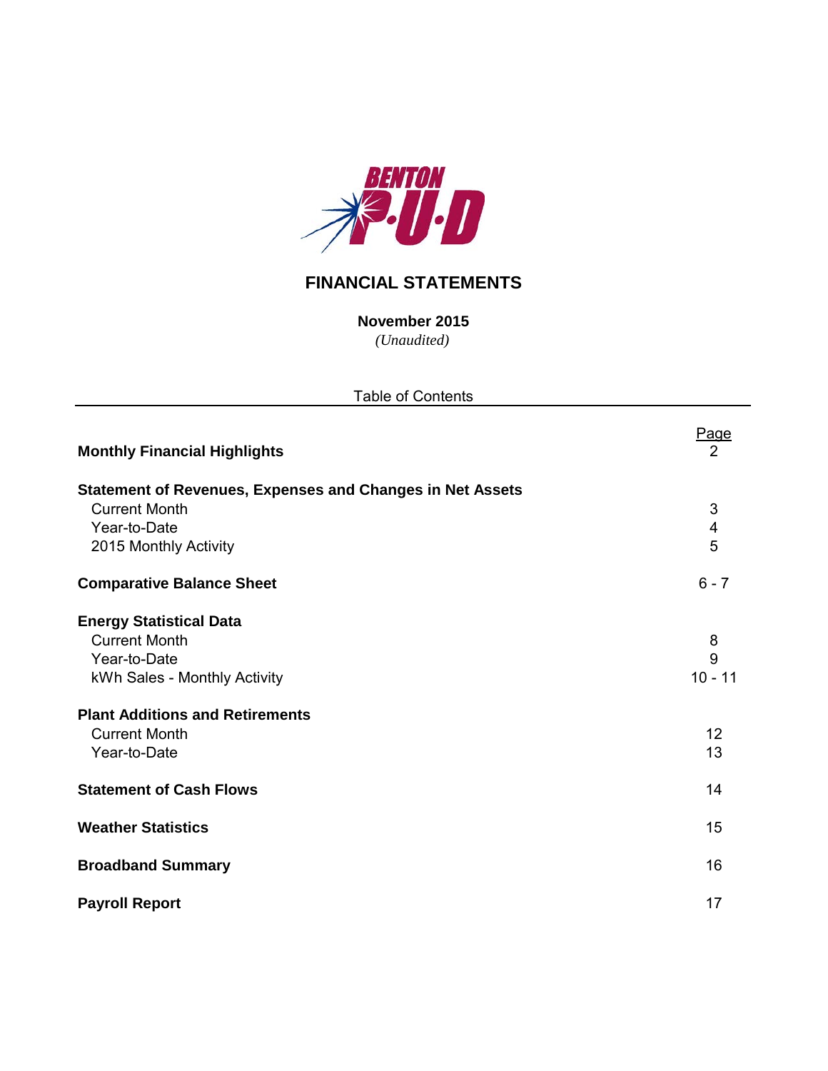BENTON P·U·D

# FINANCIAL STATEMENTS

**November 2015**

*(Unaudited)*

Table of Contents

| | Page |
|---|---|
| **Monthly Financial Highlights** | 2 |
| **Statement of Revenues, Expenses and Changes in Net Assets** | |
| Current Month | 3 |
| Year-to-Date | 4 |
| 2015 Monthly Activity | 5 |
| **Comparative Balance Sheet** | 6 - 7 |
| **Energy Statistical Data** | |
| Current Month | 8 |
| Year-to-Date | 9 |
| kWh Sales - Monthly Activity | 10 - 11 |
| **Plant Additions and Retirements** | |
| Current Month | 12 |
| Year-to-Date | 13 |
| **Statement of Cash Flows** | 14 |
| **Weather Statistics** | 15 |
| **Broadband Summary** | 16 |
| **Payroll Report** | 17 |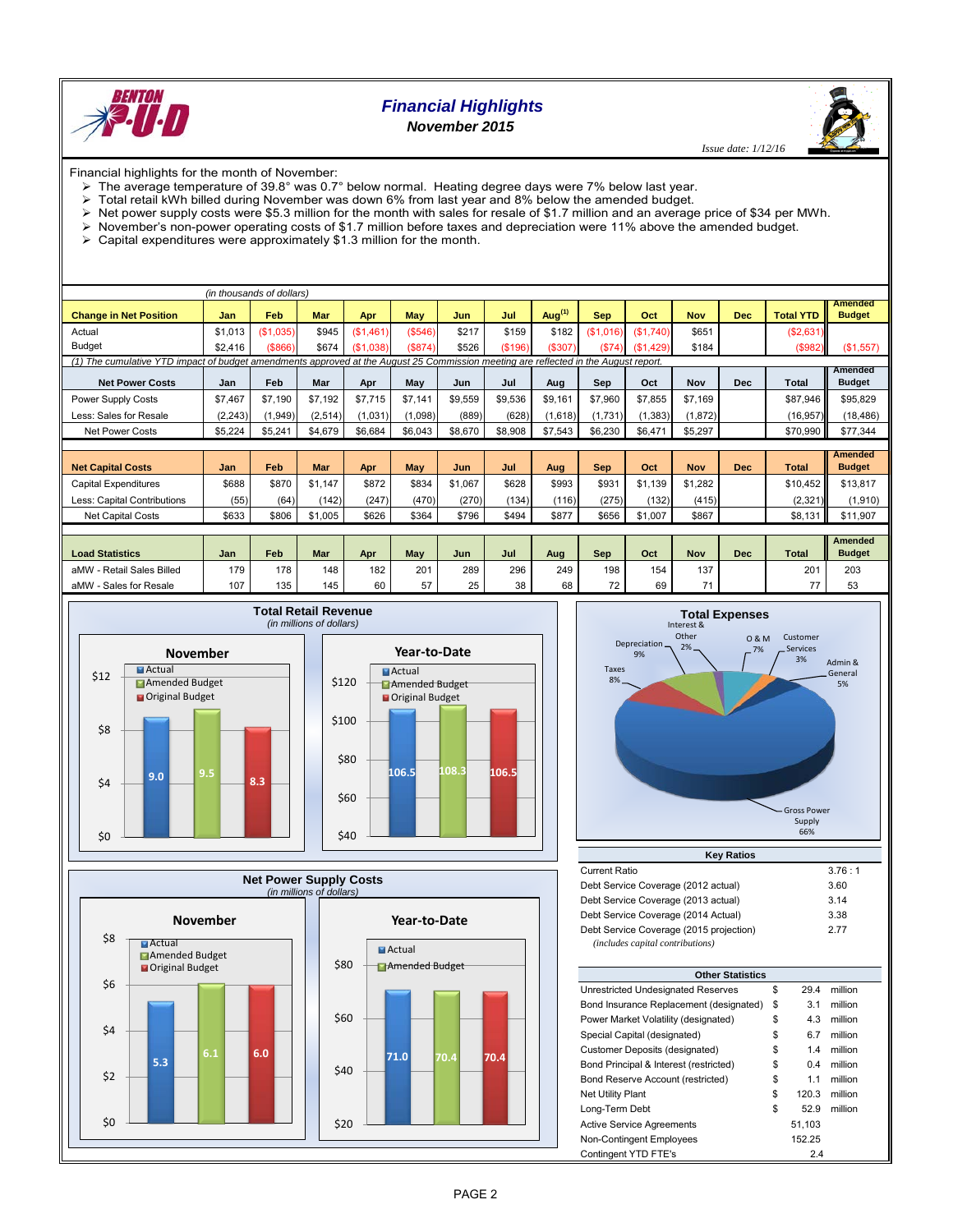# Financial Highlights

## November 2015

*Issue date: 1/12/16*

Financial highlights for the month of November:

- The average temperature of 39.8° was 0.7° below normal. Heating degree days were 7% below last year.
- Total retail kWh billed during November was down 6% from last year and 8% below the amended budget.
- Net power supply costs were $5.3 million for the month with sales for resale of $1.7 million and an average price of $34 per MWh.
- November's non-power operating costs of $1.7 million before taxes and depreciation were 11% above the amended budget.
- Capital expenditures were approximately $1.3 million for the month.

*(in thousands of dollars)*

| Change in Net Position | Jan | Feb | Mar | Apr | May | Jun | Jul | Aug[1] | Sep | Oct | Nov | Dec | Total YTD | Amended Budget |
|---|---|---|---|---|---|---|---|---|---|---|---|---|---|---|
| Actual | $1,013 | ($1,035) | $945 | ($1,461) | ($546) | $217 | $159 | $182 | ($1,016) | ($1,740) | $651 | | ($2,631) | |
| Budget | $2,416 | ($866) | $674 | ($1,038) | ($874) | $526 | ($196) | ($307) | ($74) | ($1,429) | $184 | | ($982) | ($1,557) |

*(1) The cumulative YTD impact of budget amendments approved at the August 25 Commission meeting are reflected in the August report.*

| Net Power Costs | Jan | Feb | Mar | Apr | May | Jun | Jul | Aug | Sep | Oct | Nov | Dec | Total | Amended Budget |
|---|---|---|---|---|---|---|---|---|---|---|---|---|---|---|
| Power Supply Costs | $7,467 | $7,190 | $7,192 | $7,715 | $7,141 | $9,559 | $9,536 | $9,161 | $7,960 | $7,855 | $7,169 | | $87,946 | $95,829 |
| Less: Sales for Resale | (2,243) | (1,949) | (2,514) | (1,031) | (1,098) | (889) | (628) | (1,618) | (1,731) | (1,383) | (1,872) | | (16,957) | (18,486) |
| Net Power Costs | $5,224 | $5,241 | $4,679 | $6,684 | $6,043 | $8,670 | $8,908 | $7,543 | $6,230 | $6,471 | $5,297 | | $70,990 | $77,344 |

| Net Capital Costs | Jan | Feb | Mar | Apr | May | Jun | Jul | Aug | Sep | Oct | Nov | Dec | Total | Amended Budget |
|---|---|---|---|---|---|---|---|---|---|---|---|---|---|---|
| Capital Expenditures | $688 | $870 | $1,147 | $872 | $834 | $1,067 | $628 | $993 | $931 | $1,139 | $1,282 | | $10,452 | $13,817 |
| Less: Capital Contributions | (55) | (64) | (142) | (247) | (470) | (270) | (134) | (116) | (275) | (132) | (415) | | (2,321) | (1,910) |
| Net Capital Costs | $633 | $806 | $1,005 | $626 | $364 | $796 | $494 | $877 | $656 | $1,007 | $867 | | $8,131 | $11,907 |

| Load Statistics | Jan | Feb | Mar | Apr | May | Jun | Jul | Aug | Sep | Oct | Nov | Dec | Total | Amended Budget |
|---|---|---|---|---|---|---|---|---|---|---|---|---|---|---|
| aMW - Retail Sales Billed | 179 | 178 | 148 | 182 | 201 | 289 | 296 | 249 | 198 | 154 | 137 | | 201 | 203 |
| aMW - Sales for Resale | 107 | 135 | 145 | 60 | 57 | 25 | 38 | 68 | 72 | 69 | 71 | | 77 | 53 |

### Total Retail Revenue

*(in millions of dollars)*

| | Actual | Amended Budget | Original Budget |
|---|---|---|---|
| November | 9.0 | 9.5 | 8.3 |
| Year-to-Date | 106.5 | 108.3 | 106.5 |

### Total Expenses

Gross Power Supply 66%, Depreciation 9%, Taxes 8%, O & M 7%, Admin & General 5%, Customer Services 3%, Interest & Other 2%

### Net Power Supply Costs

*(in millions of dollars)*

| | Actual | Amended Budget | Original Budget |
|---|---|---|---|
| November | 5.3 | 6.1 | 6.0 |
| Year-to-Date | 71.0 | 70.4 | 70.4 |

### Key Ratios

| | |
|---|---|
| Current Ratio | 3.76 : 1 |
| Debt Service Coverage (2012 actual) | 3.60 |
| Debt Service Coverage (2013 actual) | 3.14 |
| Debt Service Coverage (2014 Actual) | 3.38 |
| Debt Service Coverage (2015 projection) | 2.77 |

*(includes capital contributions)*

### Other Statistics

| | | | |
|---|---|---|---|
| Unrestricted Undesignated Reserves | $ | 29.4 | million |
| Bond Insurance Replacement (designated) | $ | 3.1 | million |
| Power Market Volatility (designated) | $ | 4.3 | million |
| Special Capital (designated) | $ | 6.7 | million |
| Customer Deposits (designated) | $ | 1.4 | million |
| Bond Principal & Interest (restricted) | $ | 0.4 | million |
| Bond Reserve Account (restricted) | $ | 1.1 | million |
| Net Utility Plant | $ | 120.3 | million |
| Long-Term Debt | $ | 52.9 | million |
| Active Service Agreements | | 51,103 | |
| Non-Contingent Employees | | 152.25 | |
| Contingent YTD FTE's | | 2.4 | |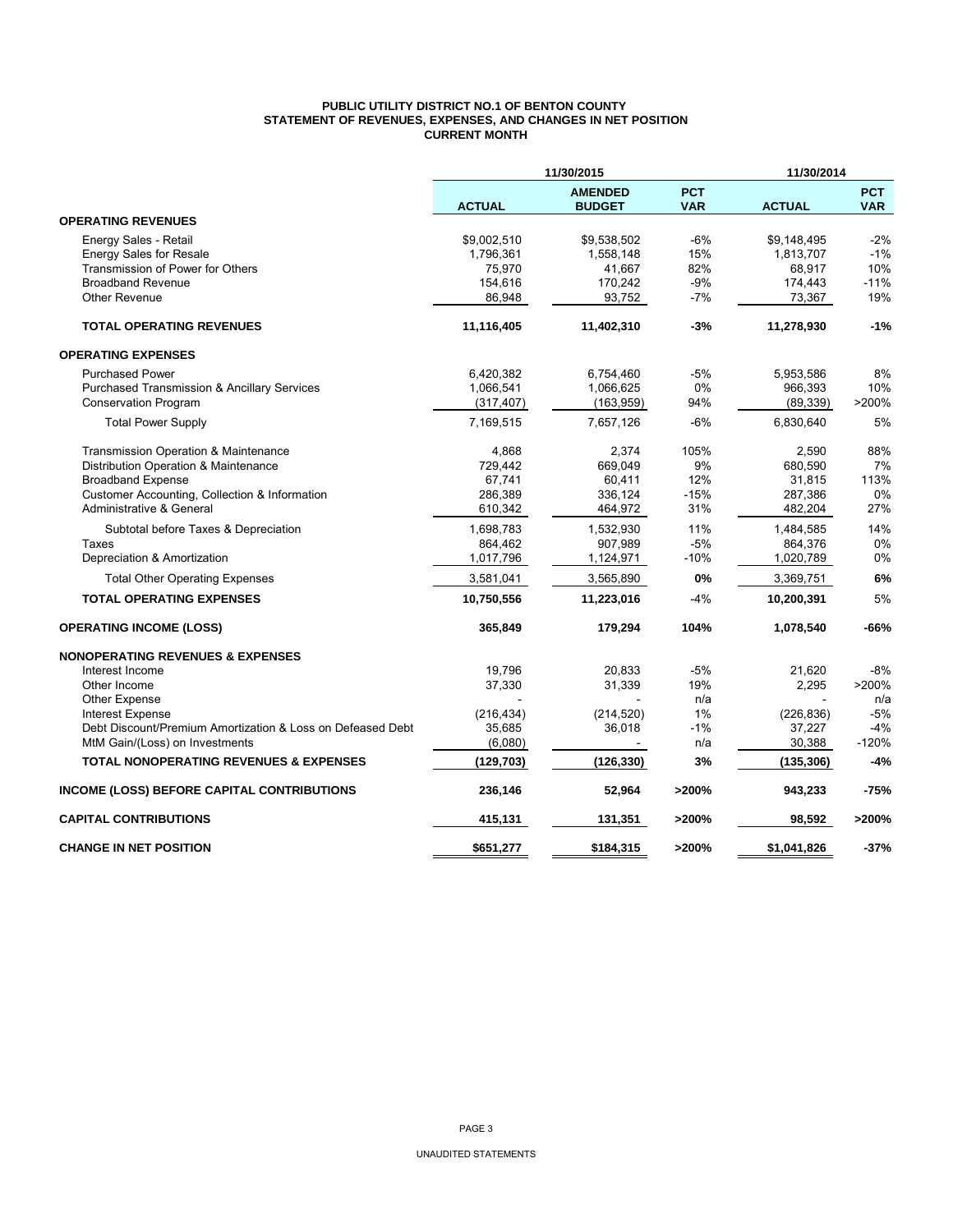**PUBLIC UTILITY DISTRICT NO.1 OF BENTON COUNTY**
**STATEMENT OF REVENUES, EXPENSES, AND CHANGES IN NET POSITION**
**CURRENT MONTH**

| | 11/30/2015 | | | 11/30/2014 | |
|---|---|---|---|---|---|
| | **ACTUAL** | **AMENDED BUDGET** | **PCT VAR** | **ACTUAL** | **PCT VAR** |
| **OPERATING REVENUES** | | | | | |
| Energy Sales - Retail | $9,002,510 | $9,538,502 | -6% | $9,148,495 | -2% |
| Energy Sales for Resale | 1,796,361 | 1,558,148 | 15% | 1,813,707 | -1% |
| Transmission of Power for Others | 75,970 | 41,667 | 82% | 68,917 | 10% |
| Broadband Revenue | 154,616 | 170,242 | -9% | 174,443 | -11% |
| Other Revenue | 86,948 | 93,752 | -7% | 73,367 | 19% |
| **TOTAL OPERATING REVENUES** | **11,116,405** | **11,402,310** | **-3%** | **11,278,930** | **-1%** |
| **OPERATING EXPENSES** | | | | | |
| Purchased Power | 6,420,382 | 6,754,460 | -5% | 5,953,586 | 8% |
| Purchased Transmission & Ancillary Services | 1,066,541 | 1,066,625 | 0% | 966,393 | 10% |
| Conservation Program | (317,407) | (163,959) | 94% | (89,339) | >200% |
| Total Power Supply | 7,169,515 | 7,657,126 | -6% | 6,830,640 | 5% |
| Transmission Operation & Maintenance | 4,868 | 2,374 | 105% | 2,590 | 88% |
| Distribution Operation & Maintenance | 729,442 | 669,049 | 9% | 680,590 | 7% |
| Broadband Expense | 67,741 | 60,411 | 12% | 31,815 | 113% |
| Customer Accounting, Collection & Information | 286,389 | 336,124 | -15% | 287,386 | 0% |
| Administrative & General | 610,342 | 464,972 | 31% | 482,204 | 27% |
| Subtotal before Taxes & Depreciation | 1,698,783 | 1,532,930 | 11% | 1,484,585 | 14% |
| Taxes | 864,462 | 907,989 | -5% | 864,376 | 0% |
| Depreciation & Amortization | 1,017,796 | 1,124,971 | -10% | 1,020,789 | 0% |
| Total Other Operating Expenses | 3,581,041 | 3,565,890 | **0%** | 3,369,751 | **6%** |
| **TOTAL OPERATING EXPENSES** | **10,750,556** | **11,223,016** | -4% | **10,200,391** | 5% |
| **OPERATING INCOME (LOSS)** | **365,849** | **179,294** | **104%** | **1,078,540** | **-66%** |
| **NONOPERATING REVENUES & EXPENSES** | | | | | |
| Interest Income | 19,796 | 20,833 | -5% | 21,620 | -8% |
| Other Income | 37,330 | 31,339 | 19% | 2,295 | >200% |
| Other Expense | - | - | n/a | - | n/a |
| Interest Expense | (216,434) | (214,520) | 1% | (226,836) | -5% |
| Debt Discount/Premium Amortization & Loss on Defeased Debt | 35,685 | 36,018 | -1% | 37,227 | -4% |
| MtM Gain/(Loss) on Investments | (6,080) | - | n/a | 30,388 | -120% |
| **TOTAL NONOPERATING REVENUES & EXPENSES** | **(129,703)** | **(126,330)** | **3%** | **(135,306)** | **-4%** |
| **INCOME (LOSS) BEFORE CAPITAL CONTRIBUTIONS** | **236,146** | **52,964** | **>200%** | **943,233** | **-75%** |
| **CAPITAL CONTRIBUTIONS** | **415,131** | **131,351** | **>200%** | **98,592** | **>200%** |
| **CHANGE IN NET POSITION** | **$651,277** | **$184,315** | **>200%** | **$1,041,826** | **-37%** |

UNAUDITED STATEMENTS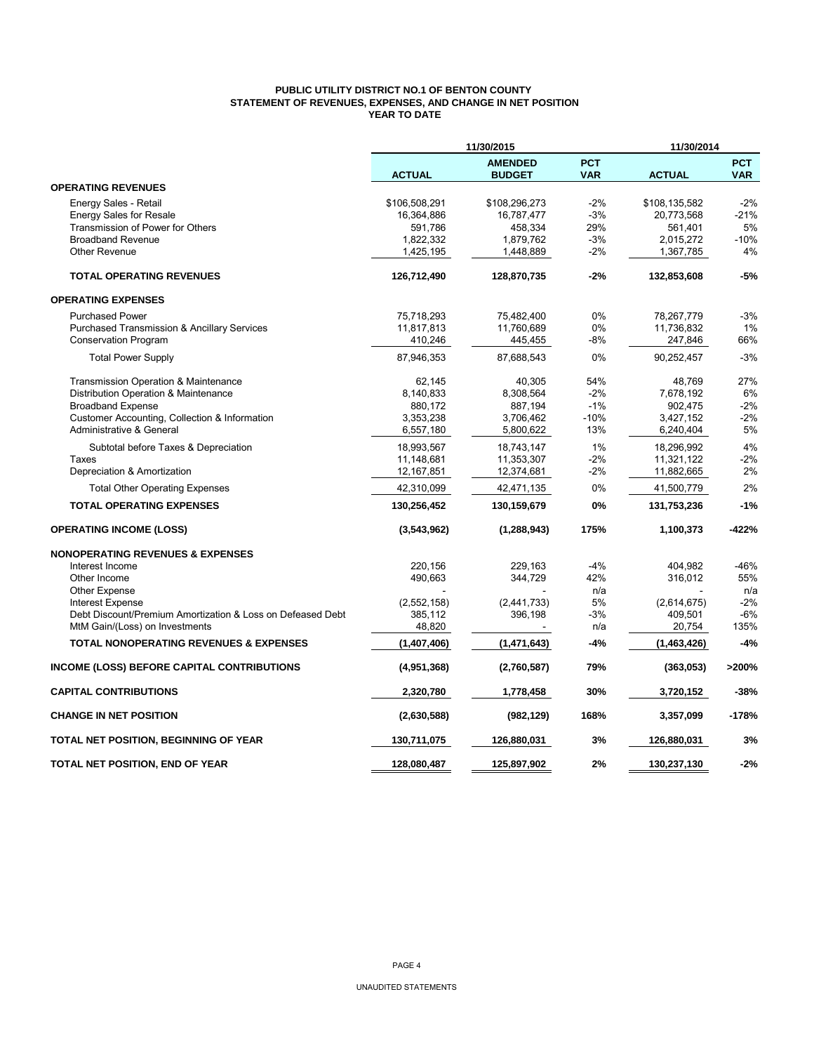# PUBLIC UTILITY DISTRICT NO.1 OF BENTON COUNTY
## STATEMENT OF REVENUES, EXPENSES, AND CHANGE IN NET POSITION
### YEAR TO DATE

| | 11/30/2015 | | | 11/30/2014 | |
|---|---|---|---|---|---|
| | **ACTUAL** | **AMENDED BUDGET** | **PCT VAR** | **ACTUAL** | **PCT VAR** |
| **OPERATING REVENUES** | | | | | |
| Energy Sales - Retail | $106,508,291 | $108,296,273 | -2% | $108,135,582 | -2% |
| Energy Sales for Resale | 16,364,886 | 16,787,477 | -3% | 20,773,568 | -21% |
| Transmission of Power for Others | 591,786 | 458,334 | 29% | 561,401 | 5% |
| Broadband Revenue | 1,822,332 | 1,879,762 | -3% | 2,015,272 | -10% |
| Other Revenue | 1,425,195 | 1,448,889 | -2% | 1,367,785 | 4% |
| **TOTAL OPERATING REVENUES** | **126,712,490** | **128,870,735** | **-2%** | **132,853,608** | **-5%** |
| **OPERATING EXPENSES** | | | | | |
| Purchased Power | 75,718,293 | 75,482,400 | 0% | 78,267,779 | -3% |
| Purchased Transmission & Ancillary Services | 11,817,813 | 11,760,689 | 0% | 11,736,832 | 1% |
| Conservation Program | 410,246 | 445,455 | -8% | 247,846 | 66% |
| Total Power Supply | 87,946,353 | 87,688,543 | 0% | 90,252,457 | -3% |
| Transmission Operation & Maintenance | 62,145 | 40,305 | 54% | 48,769 | 27% |
| Distribution Operation & Maintenance | 8,140,833 | 8,308,564 | -2% | 7,678,192 | 6% |
| Broadband Expense | 880,172 | 887,194 | -1% | 902,475 | -2% |
| Customer Accounting, Collection & Information | 3,353,238 | 3,706,462 | -10% | 3,427,152 | -2% |
| Administrative & General | 6,557,180 | 5,800,622 | 13% | 6,240,404 | 5% |
| Subtotal before Taxes & Depreciation | 18,993,567 | 18,743,147 | 1% | 18,296,992 | 4% |
| Taxes | 11,148,681 | 11,353,307 | -2% | 11,321,122 | -2% |
| Depreciation & Amortization | 12,167,851 | 12,374,681 | -2% | 11,882,665 | 2% |
| Total Other Operating Expenses | 42,310,099 | 42,471,135 | 0% | 41,500,779 | 2% |
| **TOTAL OPERATING EXPENSES** | **130,256,452** | **130,159,679** | **0%** | **131,753,236** | **-1%** |
| **OPERATING INCOME (LOSS)** | **(3,543,962)** | **(1,288,943)** | **175%** | **1,100,373** | **-422%** |
| **NONOPERATING REVENUES & EXPENSES** | | | | | |
| Interest Income | 220,156 | 229,163 | -4% | 404,982 | -46% |
| Other Income | 490,663 | 344,729 | 42% | 316,012 | 55% |
| Other Expense | - | - | n/a | - | n/a |
| Interest Expense | (2,552,158) | (2,441,733) | 5% | (2,614,675) | -2% |
| Debt Discount/Premium Amortization & Loss on Defeased Debt | 385,112 | 396,198 | -3% | 409,501 | -6% |
| MtM Gain/(Loss) on Investments | 48,820 | - | n/a | 20,754 | 135% |
| **TOTAL NONOPERATING REVENUES & EXPENSES** | **(1,407,406)** | **(1,471,643)** | **-4%** | **(1,463,426)** | **-4%** |
| **INCOME (LOSS) BEFORE CAPITAL CONTRIBUTIONS** | **(4,951,368)** | **(2,760,587)** | **79%** | **(363,053)** | **>200%** |
| **CAPITAL CONTRIBUTIONS** | **2,320,780** | **1,778,458** | **30%** | **3,720,152** | **-38%** |
| **CHANGE IN NET POSITION** | **(2,630,588)** | **(982,129)** | **168%** | **3,357,099** | **-178%** |
| **TOTAL NET POSITION, BEGINNING OF YEAR** | **130,711,075** | **126,880,031** | **3%** | **126,880,031** | **3%** |
| **TOTAL NET POSITION, END OF YEAR** | **128,080,487** | **125,897,902** | **2%** | **130,237,130** | **-2%** |

UNAUDITED STATEMENTS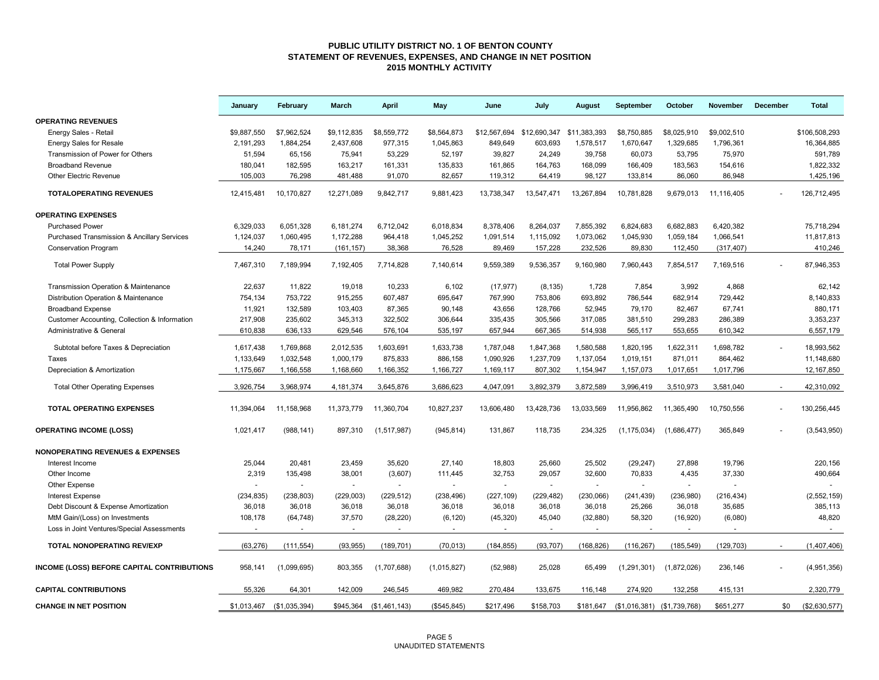# PUBLIC UTILITY DISTRICT NO. 1 OF BENTON COUNTY
## STATEMENT OF REVENUES, EXPENSES, AND CHANGE IN NET POSITION
### 2015 MONTHLY ACTIVITY

| | January | February | March | April | May | June | July | August | September | October | November | December | Total |
|---|---|---|---|---|---|---|---|---|---|---|---|---|---|
| **OPERATING REVENUES** | | | | | | | | | | | | | |
| Energy Sales - Retail | $9,887,550 | $7,962,524 | $9,112,835 | $8,559,772 | $8,564,873 | $12,567,694 | $12,690,347 | $11,383,393 | $8,750,885 | $8,025,910 | $9,002,510 | | $106,508,293 |
| Energy Sales for Resale | 2,191,293 | 1,884,254 | 2,437,608 | 977,315 | 1,045,863 | 849,649 | 603,693 | 1,578,517 | 1,670,647 | 1,329,685 | 1,796,361 | | 16,364,885 |
| Transmission of Power for Others | 51,594 | 65,156 | 75,941 | 53,229 | 52,197 | 39,827 | 24,249 | 39,758 | 60,073 | 53,795 | 75,970 | | 591,789 |
| Broadband Revenue | 180,041 | 182,595 | 163,217 | 161,331 | 135,833 | 161,865 | 164,763 | 168,099 | 166,409 | 183,563 | 154,616 | | 1,822,332 |
| Other Electric Revenue | 105,003 | 76,298 | 481,488 | 91,070 | 82,657 | 119,312 | 64,419 | 98,127 | 133,814 | 86,060 | 86,948 | | 1,425,196 |
| **TOTALOPERATING REVENUES** | 12,415,481 | 10,170,827 | 12,271,089 | 9,842,717 | 9,881,423 | 13,738,347 | 13,547,471 | 13,267,894 | 10,781,828 | 9,679,013 | 11,116,405 | - | 126,712,495 |
| **OPERATING EXPENSES** | | | | | | | | | | | | | |
| Purchased Power | 6,329,033 | 6,051,328 | 6,181,274 | 6,712,042 | 6,018,834 | 8,378,406 | 8,264,037 | 7,855,392 | 6,824,683 | 6,682,883 | 6,420,382 | | 75,718,294 |
| Purchased Transmission & Ancillary Services | 1,124,037 | 1,060,495 | 1,172,288 | 964,418 | 1,045,252 | 1,091,514 | 1,115,092 | 1,073,062 | 1,045,930 | 1,059,184 | 1,066,541 | | 11,817,813 |
| Conservation Program | 14,240 | 78,171 | (161,157) | 38,368 | 76,528 | 89,469 | 157,228 | 232,526 | 89,830 | 112,450 | (317,407) | | 410,246 |
| Total Power Supply | 7,467,310 | 7,189,994 | 7,192,405 | 7,714,828 | 7,140,614 | 9,559,389 | 9,536,357 | 9,160,980 | 7,960,443 | 7,854,517 | 7,169,516 | - | 87,946,353 |
| Transmission Operation & Maintenance | 22,637 | 11,822 | 19,018 | 10,233 | 6,102 | (17,977) | (8,135) | 1,728 | 7,854 | 3,992 | 4,868 | | 62,142 |
| Distribution Operation & Maintenance | 754,134 | 753,722 | 915,255 | 607,487 | 695,647 | 767,990 | 753,806 | 693,892 | 786,544 | 682,914 | 729,442 | | 8,140,833 |
| Broadband Expense | 11,921 | 132,589 | 103,403 | 87,365 | 90,148 | 43,656 | 128,766 | 52,945 | 79,170 | 82,467 | 67,741 | | 880,171 |
| Customer Accounting, Collection & Information | 217,908 | 235,602 | 345,313 | 322,502 | 306,644 | 335,435 | 305,566 | 317,085 | 381,510 | 299,283 | 286,389 | | 3,353,237 |
| Administrative & General | 610,838 | 636,133 | 629,546 | 576,104 | 535,197 | 657,944 | 667,365 | 514,938 | 565,117 | 553,655 | 610,342 | | 6,557,179 |
| Subtotal before Taxes & Depreciation | 1,617,438 | 1,769,868 | 2,012,535 | 1,603,691 | 1,633,738 | 1,787,048 | 1,847,368 | 1,580,588 | 1,820,195 | 1,622,311 | 1,698,782 | - | 18,993,562 |
| Taxes | 1,133,649 | 1,032,548 | 1,000,179 | 875,833 | 886,158 | 1,090,926 | 1,237,709 | 1,137,054 | 1,019,151 | 871,011 | 864,462 | | 11,148,680 |
| Depreciation & Amortization | 1,175,667 | 1,166,558 | 1,168,660 | 1,166,352 | 1,166,727 | 1,169,117 | 807,302 | 1,154,947 | 1,157,073 | 1,017,651 | 1,017,796 | | 12,167,850 |
| Total Other Operating Expenses | 3,926,754 | 3,968,974 | 4,181,374 | 3,645,876 | 3,686,623 | 4,047,091 | 3,892,379 | 3,872,589 | 3,996,419 | 3,510,973 | 3,581,040 | - | 42,310,092 |
| **TOTAL OPERATING EXPENSES** | 11,394,064 | 11,158,968 | 11,373,779 | 11,360,704 | 10,827,237 | 13,606,480 | 13,428,736 | 13,033,569 | 11,956,862 | 11,365,490 | 10,750,556 | - | 130,256,445 |
| **OPERATING INCOME (LOSS)** | 1,021,417 | (988,141) | 897,310 | (1,517,987) | (945,814) | 131,867 | 118,735 | 234,325 | (1,175,034) | (1,686,477) | 365,849 | - | (3,543,950) |
| **NONOPERATING REVENUES & EXPENSES** | | | | | | | | | | | | | |
| Interest Income | 25,044 | 20,481 | 23,459 | 35,620 | 27,140 | 18,803 | 25,660 | 25,502 | (29,247) | 27,898 | 19,796 | | 220,156 |
| Other Income | 2,319 | 135,498 | 38,001 | (3,607) | 111,445 | 32,753 | 29,057 | 32,600 | 70,833 | 4,435 | 37,330 | | 490,664 |
| Other Expense | - | - | - | - | - | - | - | - | - | - | - | | - |
| Interest Expense | (234,835) | (238,803) | (229,003) | (229,512) | (238,496) | (227,109) | (229,482) | (230,066) | (241,439) | (236,980) | (216,434) | | (2,552,159) |
| Debt Discount & Expense Amortization | 36,018 | 36,018 | 36,018 | 36,018 | 36,018 | 36,018 | 36,018 | 36,018 | 25,266 | 36,018 | 35,685 | | 385,113 |
| MtM Gain/(Loss) on Investments | 108,178 | (64,748) | 37,570 | (28,220) | (6,120) | (45,320) | 45,040 | (32,880) | 58,320 | (16,920) | (6,080) | | 48,820 |
| Loss in Joint Ventures/Special Assessments | - | - | - | - | - | - | - | - | - | - | - | | - |
| **TOTAL NONOPERATING REV/EXP** | (63,276) | (111,554) | (93,955) | (189,701) | (70,013) | (184,855) | (93,707) | (168,826) | (116,267) | (185,549) | (129,703) | - | (1,407,406) |
| **INCOME (LOSS) BEFORE CAPITAL CONTRIBUTIONS** | 958,141 | (1,099,695) | 803,355 | (1,707,688) | (1,015,827) | (52,988) | 25,028 | 65,499 | (1,291,301) | (1,872,026) | 236,146 | - | (4,951,356) |
| **CAPITAL CONTRIBUTIONS** | 55,326 | 64,301 | 142,009 | 246,545 | 469,982 | 270,484 | 133,675 | 116,148 | 274,920 | 132,258 | 415,131 | | 2,320,779 |
| **CHANGE IN NET POSITION** | $1,013,467 | ($1,035,394) | $945,364 | ($1,461,143) | ($545,845) | $217,496 | $158,703 | $181,647 | ($1,016,381) | ($1,739,768) | $651,277 | $0 | ($2,630,577) |

UNAUDITED STATEMENTS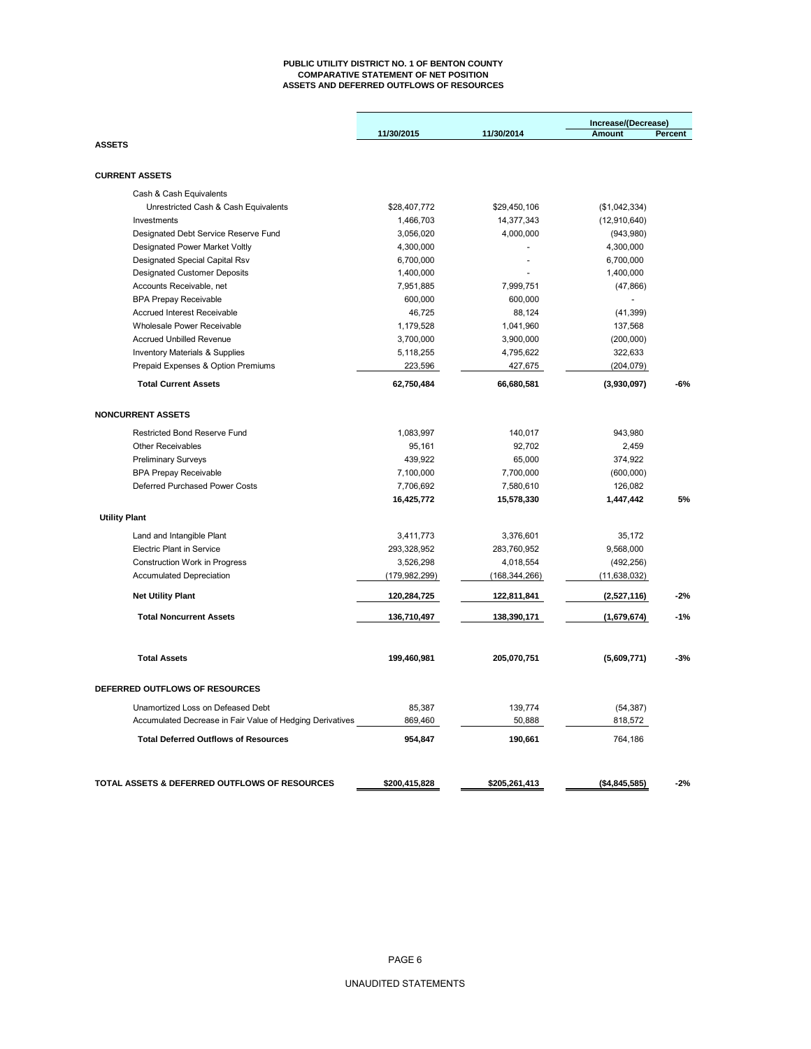**PUBLIC UTILITY DISTRICT NO. 1 OF BENTON COUNTY**
**COMPARATIVE STATEMENT OF NET POSITION**
**ASSETS AND DEFERRED OUTFLOWS OF RESOURCES**

| | 11/30/2015 | 11/30/2014 | Increase/(Decrease) Amount | Percent |
|---|---|---|---|---|
| **ASSETS** | | | | |
| **CURRENT ASSETS** | | | | |
| Cash & Cash Equivalents | | | | |
| Unrestricted Cash & Cash Equivalents | $28,407,772 | $29,450,106 | ($1,042,334) | |
| Investments | 1,466,703 | 14,377,343 | (12,910,640) | |
| Designated Debt Service Reserve Fund | 3,056,020 | 4,000,000 | (943,980) | |
| Designated Power Market Voltly | 4,300,000 | - | 4,300,000 | |
| Designated Special Capital Rsv | 6,700,000 | - | 6,700,000 | |
| Designated Customer Deposits | 1,400,000 | - | 1,400,000 | |
| Accounts Receivable, net | 7,951,885 | 7,999,751 | (47,866) | |
| BPA Prepay Receivable | 600,000 | 600,000 | - | |
| Accrued Interest Receivable | 46,725 | 88,124 | (41,399) | |
| Wholesale Power Receivable | 1,179,528 | 1,041,960 | 137,568 | |
| Accrued Unbilled Revenue | 3,700,000 | 3,900,000 | (200,000) | |
| Inventory Materials & Supplies | 5,118,255 | 4,795,622 | 322,633 | |
| Prepaid Expenses & Option Premiums | 223,596 | 427,675 | (204,079) | |
| **Total Current Assets** | **62,750,484** | **66,680,581** | **(3,930,097)** | **-6%** |
| **NONCURRENT ASSETS** | | | | |
| Restricted Bond Reserve Fund | 1,083,997 | 140,017 | 943,980 | |
| Other Receivables | 95,161 | 92,702 | 2,459 | |
| Preliminary Surveys | 439,922 | 65,000 | 374,922 | |
| BPA Prepay Receivable | 7,100,000 | 7,700,000 | (600,000) | |
| Deferred Purchased Power Costs | 7,706,692 | 7,580,610 | 126,082 | |
| | **16,425,772** | **15,578,330** | **1,447,442** | **5%** |
| **Utility Plant** | | | | |
| Land and Intangible Plant | 3,411,773 | 3,376,601 | 35,172 | |
| Electric Plant in Service | 293,328,952 | 283,760,952 | 9,568,000 | |
| Construction Work in Progress | 3,526,298 | 4,018,554 | (492,256) | |
| Accumulated Depreciation | (179,982,299) | (168,344,266) | (11,638,032) | |
| **Net Utility Plant** | **120,284,725** | **122,811,841** | **(2,527,116)** | **-2%** |
| **Total Noncurrent Assets** | **136,710,497** | **138,390,171** | **(1,679,674)** | **-1%** |
| **Total Assets** | **199,460,981** | **205,070,751** | **(5,609,771)** | **-3%** |
| **DEFERRED OUTFLOWS OF RESOURCES** | | | | |
| Unamortized Loss on Defeased Debt | 85,387 | 139,774 | (54,387) | |
| Accumulated Decrease in Fair Value of Hedging Derivatives | 869,460 | 50,888 | 818,572 | |
| **Total Deferred Outflows of Resources** | **954,847** | **190,661** | 764,186 | |
| **TOTAL ASSETS & DEFERRED OUTFLOWS OF RESOURCES** | **$200,415,828** | **$205,261,413** | **($4,845,585)** | **-2%** |

UNAUDITED STATEMENTS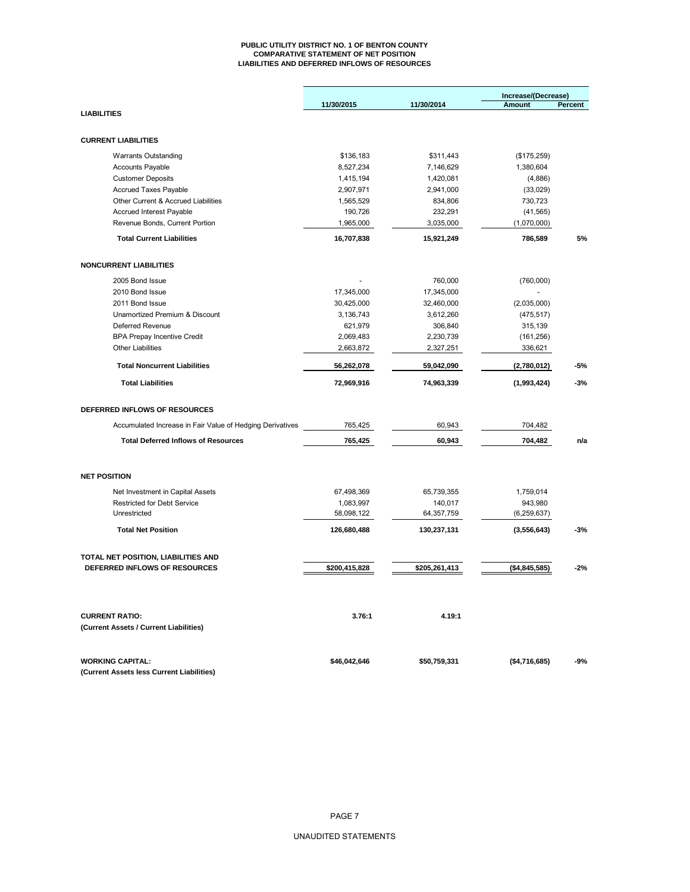# PUBLIC UTILITY DISTRICT NO. 1 OF BENTON COUNTY
## COMPARATIVE STATEMENT OF NET POSITION
## LIABILITIES AND DEFERRED INFLOWS OF RESOURCES

| | 11/30/2015 | 11/30/2014 | Increase/(Decrease) Amount | Percent |
|---|---|---|---|---|
| **LIABILITIES** | | | | |
| **CURRENT LIABILITIES** | | | | |
| Warrants Outstanding | \$136,183 | \$311,443 | (\$175,259) | |
| Accounts Payable | 8,527,234 | 7,146,629 | 1,380,604 | |
| Customer Deposits | 1,415,194 | 1,420,081 | (4,886) | |
| Accrued Taxes Payable | 2,907,971 | 2,941,000 | (33,029) | |
| Other Current & Accrued Liabilities | 1,565,529 | 834,806 | 730,723 | |
| Accrued Interest Payable | 190,726 | 232,291 | (41,565) | |
| Revenue Bonds, Current Portion | 1,965,000 | 3,035,000 | (1,070,000) | |
| **Total Current Liabilities** | **16,707,838** | **15,921,249** | **786,589** | **5%** |
| **NONCURRENT LIABILITIES** | | | | |
| 2005 Bond Issue | - | 760,000 | (760,000) | |
| 2010 Bond Issue | 17,345,000 | 17,345,000 | - | |
| 2011 Bond Issue | 30,425,000 | 32,460,000 | (2,035,000) | |
| Unamortized Premium & Discount | 3,136,743 | 3,612,260 | (475,517) | |
| Deferred Revenue | 621,979 | 306,840 | 315,139 | |
| BPA Prepay Incentive Credit | 2,069,483 | 2,230,739 | (161,256) | |
| Other Liabilities | 2,663,872 | 2,327,251 | 336,621 | |
| **Total Noncurrent Liabilities** | **56,262,078** | **59,042,090** | **(2,780,012)** | **-5%** |
| **Total Liabilities** | **72,969,916** | **74,963,339** | **(1,993,424)** | **-3%** |
| **DEFERRED INFLOWS OF RESOURCES** | | | | |
| Accumulated Increase in Fair Value of Hedging Derivatives | 765,425 | 60,943 | 704,482 | |
| **Total Deferred Inflows of Resources** | **765,425** | **60,943** | **704,482** | **n/a** |
| **NET POSITION** | | | | |
| Net Investment in Capital Assets | 67,498,369 | 65,739,355 | 1,759,014 | |
| Restricted for Debt Service | 1,083,997 | 140,017 | 943,980 | |
| Unrestricted | 58,098,122 | 64,357,759 | (6,259,637) | |
| **Total Net Position** | **126,680,488** | **130,237,131** | **(3,556,643)** | **-3%** |
| **TOTAL NET POSITION, LIABILITIES AND DEFERRED INFLOWS OF RESOURCES** | **\$200,415,828** | **\$205,261,413** | **(\$4,845,585)** | **-2%** |
| **CURRENT RATIO:** **(Current Assets / Current Liabilities)** | **3.76:1** | **4.19:1** | | |
| **WORKING CAPITAL:** **(Current Assets less Current Liabilities)** | **\$46,042,646** | **\$50,759,331** | **(\$4,716,685)** | **-9%** |

UNAUDITED STATEMENTS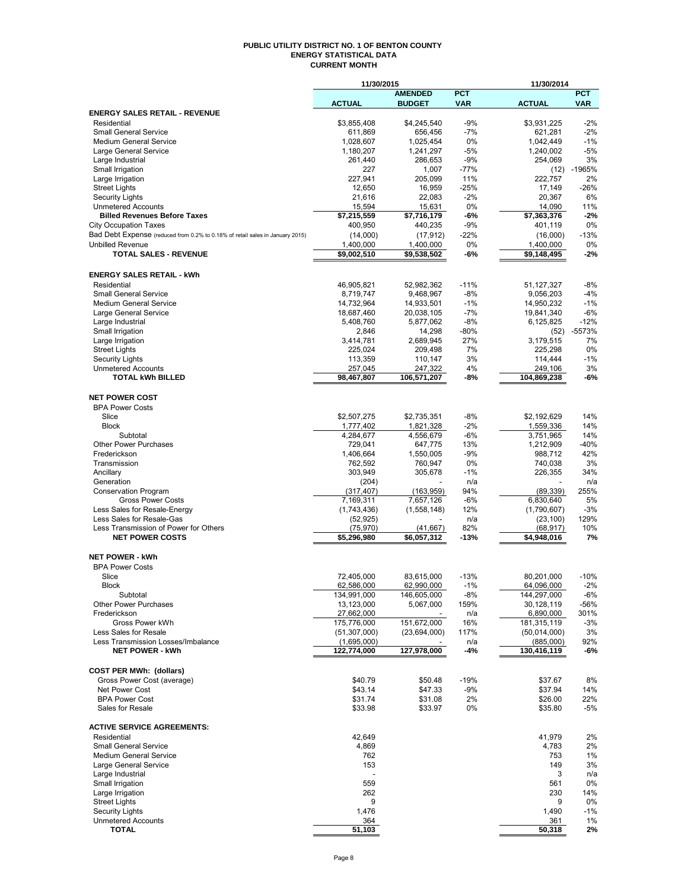# PUBLIC UTILITY DISTRICT NO. 1 OF BENTON COUNTY
## ENERGY STATISTICAL DATA
### CURRENT MONTH

| | 11/30/2015 | | | 11/30/2014 | |
|---|---|---|---|---|---|
| | ACTUAL | AMENDED BUDGET | PCT VAR | ACTUAL | PCT VAR |
| **ENERGY SALES RETAIL - REVENUE** | | | | | |
| Residential | $3,855,408 | $4,245,540 | -9% | $3,931,225 | -2% |
| Small General Service | 611,869 | 656,456 | -7% | 621,281 | -2% |
| Medium General Service | 1,028,607 | 1,025,454 | 0% | 1,042,449 | -1% |
| Large General Service | 1,180,207 | 1,241,297 | -5% | 1,240,002 | -5% |
| Large Industrial | 261,440 | 286,653 | -9% | 254,069 | 3% |
| Small Irrigation | 227 | 1,007 | -77% | (12) | -1965% |
| Large Irrigation | 227,941 | 205,099 | 11% | 222,757 | 2% |
| Street Lights | 12,650 | 16,959 | -25% | 17,149 | -26% |
| Security Lights | 21,616 | 22,083 | -2% | 20,367 | 6% |
| Unmetered Accounts | 15,594 | 15,631 | 0% | 14,090 | 11% |
| **Billed Revenues Before Taxes** | **$7,215,559** | **$7,716,179** | **-6%** | **$7,363,376** | **-2%** |
| City Occupation Taxes | 400,950 | 440,235 | -9% | 401,119 | 0% |
| Bad Debt Expense (reduced from 0.2% to 0.18% of retail sales in January 2015) | (14,000) | (17,912) | -22% | (16,000) | -13% |
| Unbilled Revenue | 1,400,000 | 1,400,000 | 0% | 1,400,000 | 0% |
| **TOTAL SALES - REVENUE** | **$9,002,510** | **$9,538,502** | **-6%** | **$9,148,495** | **-2%** |
| | | | | | |
| **ENERGY SALES RETAIL - kWh** | | | | | |
| Residential | 46,905,821 | 52,982,362 | -11% | 51,127,327 | -8% |
| Small General Service | 8,719,747 | 9,468,967 | -8% | 9,056,203 | -4% |
| Medium General Service | 14,732,964 | 14,933,501 | -1% | 14,950,232 | -1% |
| Large General Service | 18,687,460 | 20,038,105 | -7% | 19,841,340 | -6% |
| Large Industrial | 5,408,760 | 5,877,062 | -8% | 6,125,825 | -12% |
| Small Irrigation | 2,846 | 14,298 | -80% | (52) | -5573% |
| Large Irrigation | 3,414,781 | 2,689,945 | 27% | 3,179,515 | 7% |
| Street Lights | 225,024 | 209,498 | 7% | 225,298 | 0% |
| Security Lights | 113,359 | 110,147 | 3% | 114,444 | -1% |
| Unmetered Accounts | 257,045 | 247,322 | 4% | 249,106 | 3% |
| **TOTAL kWh BILLED** | **98,467,807** | **106,571,207** | **-8%** | **104,869,238** | **-6%** |
| | | | | | |
| **NET POWER COST** | | | | | |
| BPA Power Costs | | | | | |
| Slice | $2,507,275 | $2,735,351 | -8% | $2,192,629 | 14% |
| Block | 1,777,402 | 1,821,328 | -2% | 1,559,336 | 14% |
| Subtotal | 4,284,677 | 4,556,679 | -6% | 3,751,965 | 14% |
| Other Power Purchases | 729,041 | 647,775 | 13% | 1,212,909 | -40% |
| Frederickson | 1,406,664 | 1,550,005 | -9% | 988,712 | 42% |
| Transmission | 762,592 | 760,947 | 0% | 740,038 | 3% |
| Ancillary | 303,949 | 305,678 | -1% | 226,355 | 34% |
| Generation | (204) | - | n/a | - | n/a |
| Conservation Program | (317,407) | (163,959) | 94% | (89,339) | 255% |
| Gross Power Costs | 7,169,311 | 7,657,126 | -6% | 6,830,640 | 5% |
| Less Sales for Resale-Energy | (1,743,436) | (1,558,148) | 12% | (1,790,607) | -3% |
| Less Sales for Resale-Gas | (52,925) | - | n/a | (23,100) | 129% |
| Less Transmission of Power for Others | (75,970) | (41,667) | 82% | (68,917) | 10% |
| **NET POWER COSTS** | **$5,296,980** | **$6,057,312** | **-13%** | **$4,948,016** | **7%** |
| | | | | | |
| **NET POWER - kWh** | | | | | |
| BPA Power Costs | | | | | |
| Slice | 72,405,000 | 83,615,000 | -13% | 80,201,000 | -10% |
| Block | 62,586,000 | 62,990,000 | -1% | 64,096,000 | -2% |
| Subtotal | 134,991,000 | 146,605,000 | -8% | 144,297,000 | -6% |
| Other Power Purchases | 13,123,000 | 5,067,000 | 159% | 30,128,119 | -56% |
| Frederickson | 27,662,000 | - | n/a | 6,890,000 | 301% |
| Gross Power kWh | 175,776,000 | 151,672,000 | 16% | 181,315,119 | -3% |
| Less Sales for Resale | (51,307,000) | (23,694,000) | 117% | (50,014,000) | 3% |
| Less Transmission Losses/Imbalance | (1,695,000) | - | n/a | (885,000) | 92% |
| **NET POWER - kWh** | **122,774,000** | **127,978,000** | **-4%** | **130,416,119** | **-6%** |
| | | | | | |
| **COST PER MWh: (dollars)** | | | | | |
| Gross Power Cost (average) | $40.79 | $50.48 | -19% | $37.67 | 8% |
| Net Power Cost | $43.14 | $47.33 | -9% | $37.94 | 14% |
| BPA Power Cost | $31.74 | $31.08 | 2% | $26.00 | 22% |
| Sales for Resale | $33.98 | $33.97 | 0% | $35.80 | -5% |
| | | | | | |
| **ACTIVE SERVICE AGREEMENTS:** | | | | | |
| Residential | 42,649 | | | 41,979 | 2% |
| Small General Service | 4,869 | | | 4,783 | 2% |
| Medium General Service | 762 | | | 753 | 1% |
| Large General Service | 153 | | | 149 | 3% |
| Large Industrial | - | | | 3 | n/a |
| Small Irrigation | 559 | | | 561 | 0% |
| Large Irrigation | 262 | | | 230 | 14% |
| Street Lights | 9 | | | 9 | 0% |
| Security Lights | 1,476 | | | 1,490 | -1% |
| Unmetered Accounts | 364 | | | 361 | 1% |
| **TOTAL** | **51,103** | | | **50,318** | **2%** |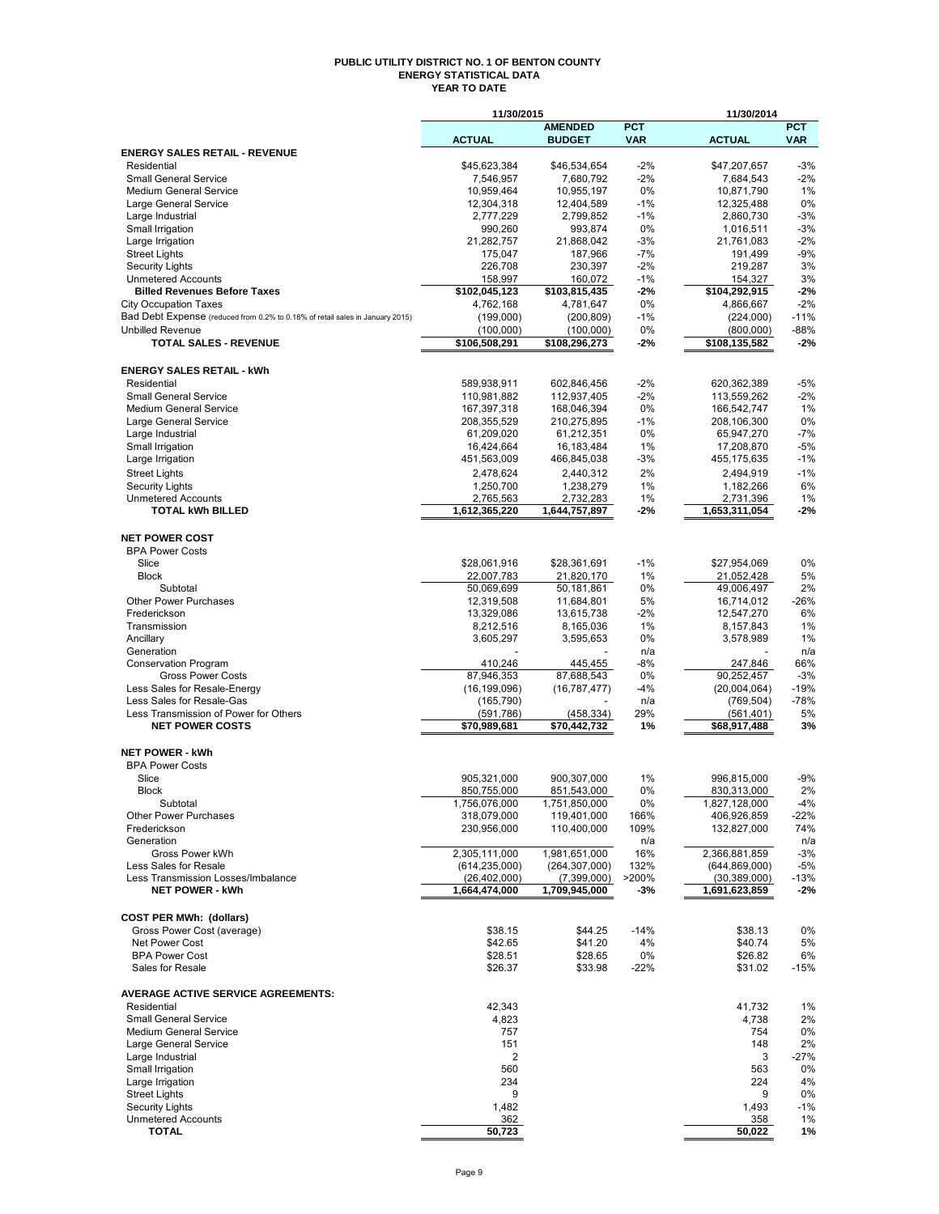# PUBLIC UTILITY DISTRICT NO. 1 OF BENTON COUNTY
## ENERGY STATISTICAL DATA
### YEAR TO DATE

| | 11/30/2015 | | | 11/30/2014 | |
|---|---|---|---|---|---|
| | ACTUAL | AMENDED BUDGET | PCT VAR | ACTUAL | PCT VAR |
| **ENERGY SALES RETAIL - REVENUE** | | | | | |
| Residential | $45,623,384 | $46,534,654 | -2% | $47,207,657 | -3% |
| Small General Service | 7,546,957 | 7,680,792 | -2% | 7,684,543 | -2% |
| Medium General Service | 10,959,464 | 10,955,197 | 0% | 10,871,790 | 1% |
| Large General Service | 12,304,318 | 12,404,589 | -1% | 12,325,488 | 0% |
| Large Industrial | 2,777,229 | 2,799,852 | -1% | 2,860,730 | -3% |
| Small Irrigation | 990,260 | 993,874 | 0% | 1,016,511 | -3% |
| Large Irrigation | 21,282,757 | 21,868,042 | -3% | 21,761,083 | -2% |
| Street Lights | 175,047 | 187,966 | -7% | 191,499 | -9% |
| Security Lights | 226,708 | 230,397 | -2% | 219,287 | 3% |
| Unmetered Accounts | 158,997 | 160,072 | -1% | 154,327 | 3% |
| **Billed Revenues Before Taxes** | **$102,045,123** | **$103,815,435** | **-2%** | **$104,292,915** | **-2%** |
| City Occupation Taxes | 4,762,168 | 4,781,647 | 0% | 4,866,667 | -2% |
| Bad Debt Expense (reduced from 0.2% to 0.18% of retail sales in January 2015) | (199,000) | (200,809) | -1% | (224,000) | -11% |
| Unbilled Revenue | (100,000) | (100,000) | 0% | (800,000) | -88% |
| **TOTAL SALES - REVENUE** | **$106,508,291** | **$108,296,273** | **-2%** | **$108,135,582** | **-2%** |
| **ENERGY SALES RETAIL - kWh** | | | | | |
| Residential | 589,938,911 | 602,846,456 | -2% | 620,362,389 | -5% |
| Small General Service | 110,981,882 | 112,937,405 | -2% | 113,559,262 | -2% |
| Medium General Service | 167,397,318 | 168,046,394 | 0% | 166,542,747 | 1% |
| Large General Service | 208,355,529 | 210,275,895 | -1% | 208,106,300 | 0% |
| Large Industrial | 61,209,020 | 61,212,351 | 0% | 65,947,270 | -7% |
| Small Irrigation | 16,424,664 | 16,183,484 | 1% | 17,208,870 | -5% |
| Large Irrigation | 451,563,009 | 466,845,038 | -3% | 455,175,635 | -1% |
| Street Lights | 2,478,624 | 2,440,312 | 2% | 2,494,919 | -1% |
| Security Lights | 1,250,700 | 1,238,279 | 1% | 1,182,266 | 6% |
| Unmetered Accounts | 2,765,563 | 2,732,283 | 1% | 2,731,396 | 1% |
| **TOTAL kWh BILLED** | **1,612,365,220** | **1,644,757,897** | **-2%** | **1,653,311,054** | **-2%** |
| **NET POWER COST** | | | | | |
| BPA Power Costs | | | | | |
| Slice | $28,061,916 | $28,361,691 | -1% | $27,954,069 | 0% |
| Block | 22,007,783 | 21,820,170 | 1% | 21,052,428 | 5% |
| Subtotal | 50,069,699 | 50,181,861 | 0% | 49,006,497 | 2% |
| Other Power Purchases | 12,319,508 | 11,684,801 | 5% | 16,714,012 | -26% |
| Frederickson | 13,329,086 | 13,615,738 | -2% | 12,547,270 | 6% |
| Transmission | 8,212,516 | 8,165,036 | 1% | 8,157,843 | 1% |
| Ancillary | 3,605,297 | 3,595,653 | 0% | 3,578,989 | 1% |
| Generation | - | - | n/a | - | n/a |
| Conservation Program | 410,246 | 445,455 | -8% | 247,846 | 66% |
| Gross Power Costs | 87,946,353 | 87,688,543 | 0% | 90,252,457 | -3% |
| Less Sales for Resale-Energy | (16,199,096) | (16,787,477) | -4% | (20,004,064) | -19% |
| Less Sales for Resale-Gas | (165,790) | - | n/a | (769,504) | -78% |
| Less Transmission of Power for Others | (591,786) | (458,334) | 29% | (561,401) | 5% |
| **NET POWER COSTS** | **$70,989,681** | **$70,442,732** | **1%** | **$68,917,488** | **3%** |
| **NET POWER - kWh** | | | | | |
| BPA Power Costs | | | | | |
| Slice | 905,321,000 | 900,307,000 | 1% | 996,815,000 | -9% |
| Block | 850,755,000 | 851,543,000 | 0% | 830,313,000 | 2% |
| Subtotal | 1,756,076,000 | 1,751,850,000 | 0% | 1,827,128,000 | -4% |
| Other Power Purchases | 318,079,000 | 119,401,000 | 166% | 406,926,859 | -22% |
| Frederickson | 230,956,000 | 110,400,000 | 109% | 132,827,000 | 74% |
| Generation | | | n/a | | n/a |
| Gross Power kWh | 2,305,111,000 | 1,981,651,000 | 16% | 2,366,881,859 | -3% |
| Less Sales for Resale | (614,235,000) | (264,307,000) | 132% | (644,869,000) | -5% |
| Less Transmission Losses/Imbalance | (26,402,000) | (7,399,000) | >200% | (30,389,000) | -13% |
| **NET POWER - kWh** | **1,664,474,000** | **1,709,945,000** | **-3%** | **1,691,623,859** | **-2%** |
| **COST PER MWh: (dollars)** | | | | | |
| Gross Power Cost (average) | $38.15 | $44.25 | -14% | $38.13 | 0% |
| Net Power Cost | $42.65 | $41.20 | 4% | $40.74 | 5% |
| BPA Power Cost | $28.51 | $28.65 | 0% | $26.82 | 6% |
| Sales for Resale | $26.37 | $33.98 | -22% | $31.02 | -15% |
| **AVERAGE ACTIVE SERVICE AGREEMENTS:** | | | | | |
| Residential | 42,343 | | | 41,732 | 1% |
| Small General Service | 4,823 | | | 4,738 | 2% |
| Medium General Service | 757 | | | 754 | 0% |
| Large General Service | 151 | | | 148 | 2% |
| Large Industrial | 2 | | | 3 | -27% |
| Small Irrigation | 560 | | | 563 | 0% |
| Large Irrigation | 234 | | | 224 | 4% |
| Street Lights | 9 | | | 9 | 0% |
| Security Lights | 1,482 | | | 1,493 | -1% |
| Unmetered Accounts | 362 | | | 358 | 1% |
| **TOTAL** | **50,723** | | | **50,022** | **1%** |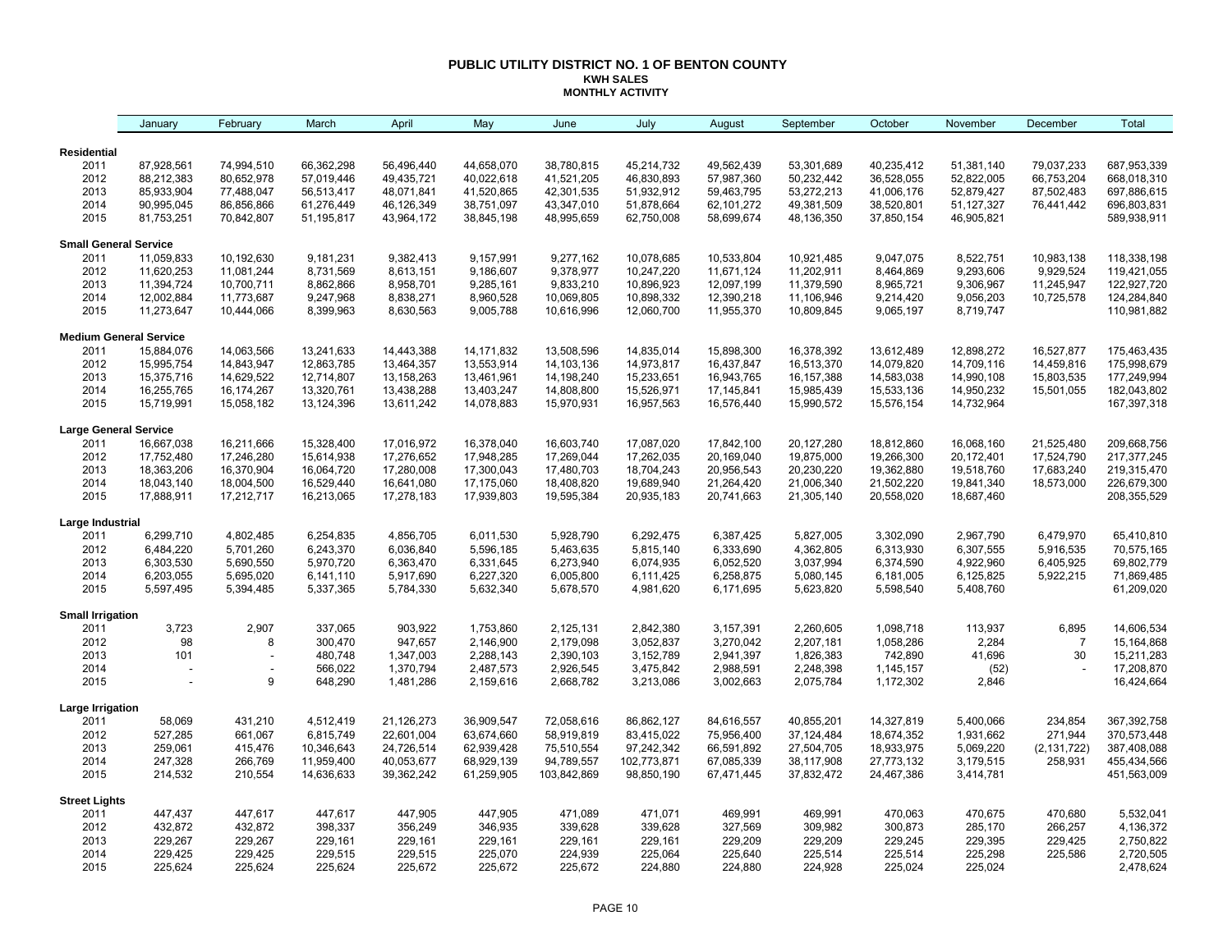# PUBLIC UTILITY DISTRICT NO. 1 OF BENTON COUNTY

## KWH SALES

### MONTHLY ACTIVITY

| | January | February | March | April | May | June | July | August | September | October | November | December | Total |
|---|---|---|---|---|---|---|---|---|---|---|---|---|---|
| **Residential** | | | | | | | | | | | | | |
| 2011 | 87,928,561 | 74,994,510 | 66,362,298 | 56,496,440 | 44,658,070 | 38,780,815 | 45,214,732 | 49,562,439 | 53,301,689 | 40,235,412 | 51,381,140 | 79,037,233 | 687,953,339 |
| 2012 | 88,212,383 | 80,652,978 | 57,019,446 | 49,435,721 | 40,022,618 | 41,521,205 | 46,830,893 | 57,987,360 | 50,232,442 | 36,528,055 | 52,822,005 | 66,753,204 | 668,018,310 |
| 2013 | 85,933,904 | 77,488,047 | 56,513,417 | 48,071,841 | 41,520,865 | 42,301,535 | 51,932,912 | 59,463,795 | 53,272,213 | 41,006,176 | 52,879,427 | 87,502,483 | 697,886,615 |
| 2014 | 90,995,045 | 86,856,866 | 61,276,449 | 46,126,349 | 38,751,097 | 43,347,010 | 51,878,664 | 62,101,272 | 49,381,509 | 38,520,801 | 51,127,327 | 76,441,442 | 696,803,831 |
| 2015 | 81,753,251 | 70,842,807 | 51,195,817 | 43,964,172 | 38,845,198 | 48,995,659 | 62,750,008 | 58,699,674 | 48,136,350 | 37,850,154 | 46,905,821 | | 589,938,911 |
| **Small General Service** | | | | | | | | | | | | | |
| 2011 | 11,059,833 | 10,192,630 | 9,181,231 | 9,382,413 | 9,157,991 | 9,277,162 | 10,078,685 | 10,533,804 | 10,921,485 | 9,047,075 | 8,522,751 | 10,983,138 | 118,338,198 |
| 2012 | 11,620,253 | 11,081,244 | 8,731,569 | 8,613,151 | 9,186,607 | 9,378,977 | 10,247,220 | 11,671,124 | 11,202,911 | 8,464,869 | 9,293,606 | 9,929,524 | 119,421,055 |
| 2013 | 11,394,724 | 10,700,711 | 8,862,866 | 8,958,701 | 9,285,161 | 9,833,210 | 10,896,923 | 12,097,199 | 11,379,590 | 8,965,721 | 9,306,967 | 11,245,947 | 122,927,720 |
| 2014 | 12,002,884 | 11,773,687 | 9,247,968 | 8,838,271 | 8,960,528 | 10,069,805 | 10,898,332 | 12,390,218 | 11,106,946 | 9,214,420 | 9,056,203 | 10,725,578 | 124,284,840 |
| 2015 | 11,273,647 | 10,444,066 | 8,399,963 | 8,630,563 | 9,005,788 | 10,616,996 | 12,060,700 | 11,955,370 | 10,809,845 | 9,065,197 | 8,719,747 | | 110,981,882 |
| **Medium General Service** | | | | | | | | | | | | | |
| 2011 | 15,884,076 | 14,063,566 | 13,241,633 | 14,443,388 | 14,171,832 | 13,508,596 | 14,835,014 | 15,898,300 | 16,378,392 | 13,612,489 | 12,898,272 | 16,527,877 | 175,463,435 |
| 2012 | 15,995,754 | 14,843,947 | 12,863,785 | 13,464,357 | 13,553,914 | 14,103,136 | 14,973,817 | 16,437,847 | 16,513,370 | 14,079,820 | 14,709,116 | 14,459,816 | 175,998,679 |
| 2013 | 15,375,716 | 14,629,522 | 12,714,807 | 13,158,263 | 13,461,961 | 14,198,240 | 15,233,651 | 16,943,765 | 16,157,388 | 14,583,038 | 14,990,108 | 15,803,535 | 177,249,994 |
| 2014 | 16,255,765 | 16,174,267 | 13,320,761 | 13,438,288 | 13,403,247 | 14,808,800 | 15,526,971 | 17,145,841 | 15,985,439 | 15,533,136 | 14,950,232 | 15,501,055 | 182,043,802 |
| 2015 | 15,719,991 | 15,058,182 | 13,124,396 | 13,611,242 | 14,078,883 | 15,970,931 | 16,957,563 | 16,576,440 | 15,990,572 | 15,576,154 | 14,732,964 | | 167,397,318 |
| **Large General Service** | | | | | | | | | | | | | |
| 2011 | 16,667,038 | 16,211,666 | 15,328,400 | 17,016,972 | 16,378,040 | 16,603,740 | 17,087,020 | 17,842,100 | 20,127,280 | 18,812,860 | 16,068,160 | 21,525,480 | 209,668,756 |
| 2012 | 17,752,480 | 17,246,280 | 15,614,938 | 17,276,652 | 17,948,285 | 17,269,044 | 17,262,035 | 20,169,040 | 19,875,000 | 19,266,300 | 20,172,401 | 17,524,790 | 217,377,245 |
| 2013 | 18,363,206 | 16,370,904 | 16,064,720 | 17,280,008 | 17,300,043 | 17,480,703 | 18,704,243 | 20,956,543 | 20,230,220 | 19,362,880 | 19,518,760 | 17,683,240 | 219,315,470 |
| 2014 | 18,043,140 | 18,004,500 | 16,529,440 | 16,641,080 | 17,175,060 | 18,408,820 | 19,689,940 | 21,264,420 | 21,006,340 | 21,502,220 | 19,841,340 | 18,573,000 | 226,679,300 |
| 2015 | 17,888,911 | 17,212,717 | 16,213,065 | 17,278,183 | 17,939,803 | 19,595,384 | 20,935,183 | 20,741,663 | 21,305,140 | 20,558,020 | 18,687,460 | | 208,355,529 |
| **Large Industrial** | | | | | | | | | | | | | |
| 2011 | 6,299,710 | 4,802,485 | 6,254,835 | 4,856,705 | 6,011,530 | 5,928,790 | 6,292,475 | 6,387,425 | 5,827,005 | 3,302,090 | 2,967,790 | 6,479,970 | 65,410,810 |
| 2012 | 6,484,220 | 5,701,260 | 6,243,370 | 6,036,840 | 5,596,185 | 5,463,635 | 5,815,140 | 6,333,690 | 4,362,805 | 6,313,930 | 6,307,555 | 5,916,535 | 70,575,165 |
| 2013 | 6,303,530 | 5,690,550 | 5,970,720 | 6,363,470 | 6,331,645 | 6,273,940 | 6,074,935 | 6,052,520 | 3,037,994 | 6,374,590 | 4,922,960 | 6,405,925 | 69,802,779 |
| 2014 | 6,203,055 | 5,695,020 | 6,141,110 | 5,917,690 | 6,227,320 | 6,005,800 | 6,111,425 | 6,258,875 | 5,080,145 | 6,181,005 | 6,125,825 | 5,922,215 | 71,869,485 |
| 2015 | 5,597,495 | 5,394,485 | 5,337,365 | 5,784,330 | 5,632,340 | 5,678,570 | 4,981,620 | 6,171,695 | 5,623,820 | 5,598,540 | 5,408,760 | | 61,209,020 |
| **Small Irrigation** | | | | | | | | | | | | | |
| 2011 | 3,723 | 2,907 | 337,065 | 903,922 | 1,753,860 | 2,125,131 | 2,842,380 | 3,157,391 | 2,260,605 | 1,098,718 | 113,937 | 6,895 | 14,606,534 |
| 2012 | 98 | 8 | 300,470 | 947,657 | 2,146,900 | 2,179,098 | 3,052,837 | 3,270,042 | 2,207,181 | 1,058,286 | 2,284 | 7 | 15,164,868 |
| 2013 | 101 | - | 480,748 | 1,347,003 | 2,288,143 | 2,390,103 | 3,152,789 | 2,941,397 | 1,826,383 | 742,890 | 41,696 | 30 | 15,211,283 |
| 2014 | - | - | 566,022 | 1,370,794 | 2,487,573 | 2,926,545 | 3,475,842 | 2,988,591 | 2,248,398 | 1,145,157 | (52) | - | 17,208,870 |
| 2015 | - | 9 | 648,290 | 1,481,286 | 2,159,616 | 2,668,782 | 3,213,086 | 3,002,663 | 2,075,784 | 1,172,302 | 2,846 | | 16,424,664 |
| **Large Irrigation** | | | | | | | | | | | | | |
| 2011 | 58,069 | 431,210 | 4,512,419 | 21,126,273 | 36,909,547 | 72,058,616 | 86,862,127 | 84,616,557 | 40,855,201 | 14,327,819 | 5,400,066 | 234,854 | 367,392,758 |
| 2012 | 527,285 | 661,067 | 6,815,749 | 22,601,004 | 63,674,660 | 58,919,819 | 83,415,022 | 75,956,400 | 37,124,484 | 18,674,352 | 1,931,662 | 271,944 | 370,573,448 |
| 2013 | 259,061 | 415,476 | 10,346,643 | 24,726,514 | 62,939,428 | 75,510,554 | 97,242,342 | 66,591,892 | 27,504,705 | 18,933,975 | 5,069,220 | (2,131,722) | 387,408,088 |
| 2014 | 247,328 | 266,769 | 11,959,400 | 40,053,677 | 68,929,139 | 94,789,557 | 102,773,871 | 67,085,339 | 38,117,908 | 27,773,132 | 3,179,515 | 258,931 | 455,434,566 |
| 2015 | 214,532 | 210,554 | 14,636,633 | 39,362,242 | 61,259,905 | 103,842,869 | 98,850,190 | 67,471,445 | 37,832,472 | 24,467,386 | 3,414,781 | | 451,563,009 |
| **Street Lights** | | | | | | | | | | | | | |
| 2011 | 447,437 | 447,617 | 447,617 | 447,905 | 447,905 | 471,089 | 471,071 | 469,991 | 469,991 | 470,063 | 470,675 | 470,680 | 5,532,041 |
| 2012 | 432,872 | 432,872 | 398,337 | 356,249 | 346,935 | 339,628 | 339,628 | 327,569 | 309,982 | 300,873 | 285,170 | 266,257 | 4,136,372 |
| 2013 | 229,267 | 229,267 | 229,161 | 229,161 | 229,161 | 229,161 | 229,161 | 229,209 | 229,209 | 229,245 | 229,395 | 229,425 | 2,750,822 |
| 2014 | 229,425 | 229,425 | 229,515 | 229,515 | 225,070 | 224,939 | 225,064 | 225,640 | 225,514 | 225,514 | 225,298 | 225,586 | 2,720,505 |
| 2015 | 225,624 | 225,624 | 225,624 | 225,672 | 225,672 | 225,672 | 224,880 | 224,880 | 224,928 | 225,024 | 225,024 | | 2,478,624 |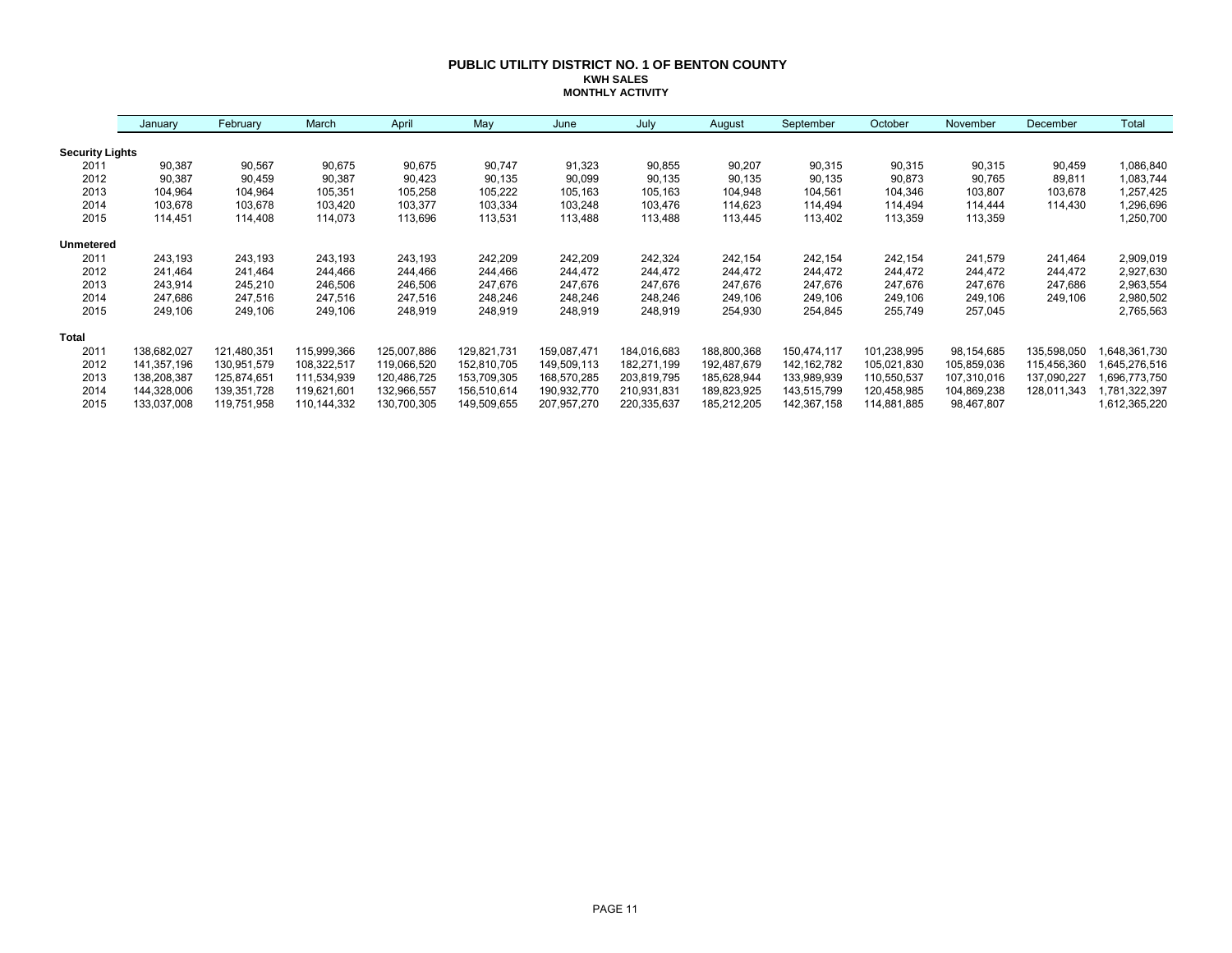# PUBLIC UTILITY DISTRICT NO. 1 OF BENTON COUNTY

## KWH SALES

### MONTHLY ACTIVITY

| | January | February | March | April | May | June | July | August | September | October | November | December | Total |
|---|---|---|---|---|---|---|---|---|---|---|---|---|---|
| **Security Lights** | | | | | | | | | | | | | |
| 2011 | 90,387 | 90,567 | 90,675 | 90,675 | 90,747 | 91,323 | 90,855 | 90,207 | 90,315 | 90,315 | 90,315 | 90,459 | 1,086,840 |
| 2012 | 90,387 | 90,459 | 90,387 | 90,423 | 90,135 | 90,099 | 90,135 | 90,135 | 90,135 | 90,873 | 90,765 | 89,811 | 1,083,744 |
| 2013 | 104,964 | 104,964 | 105,351 | 105,258 | 105,222 | 105,163 | 105,163 | 104,948 | 104,561 | 104,346 | 103,807 | 103,678 | 1,257,425 |
| 2014 | 103,678 | 103,678 | 103,420 | 103,377 | 103,334 | 103,248 | 103,476 | 114,623 | 114,494 | 114,494 | 114,444 | 114,430 | 1,296,696 |
| 2015 | 114,451 | 114,408 | 114,073 | 113,696 | 113,531 | 113,488 | 113,488 | 113,445 | 113,402 | 113,359 | 113,359 | | 1,250,700 |
| **Unmetered** | | | | | | | | | | | | | |
| 2011 | 243,193 | 243,193 | 243,193 | 243,193 | 242,209 | 242,209 | 242,324 | 242,154 | 242,154 | 242,154 | 241,579 | 241,464 | 2,909,019 |
| 2012 | 241,464 | 241,464 | 244,466 | 244,466 | 244,466 | 244,472 | 244,472 | 244,472 | 244,472 | 244,472 | 244,472 | 244,472 | 2,927,630 |
| 2013 | 243,914 | 245,210 | 246,506 | 246,506 | 247,676 | 247,676 | 247,676 | 247,676 | 247,676 | 247,676 | 247,676 | 247,686 | 2,963,554 |
| 2014 | 247,686 | 247,516 | 247,516 | 247,516 | 248,246 | 248,246 | 248,246 | 249,106 | 249,106 | 249,106 | 249,106 | 249,106 | 2,980,502 |
| 2015 | 249,106 | 249,106 | 249,106 | 248,919 | 248,919 | 248,919 | 248,919 | 254,930 | 254,845 | 255,749 | 257,045 | | 2,765,563 |
| **Total** | | | | | | | | | | | | | |
| 2011 | 138,682,027 | 121,480,351 | 115,999,366 | 125,007,886 | 129,821,731 | 159,087,471 | 184,016,683 | 188,800,368 | 150,474,117 | 101,238,995 | 98,154,685 | 135,598,050 | 1,648,361,730 |
| 2012 | 141,357,196 | 130,951,579 | 108,322,517 | 119,066,520 | 152,810,705 | 149,509,113 | 182,271,199 | 192,487,679 | 142,162,782 | 105,021,830 | 105,859,036 | 115,456,360 | 1,645,276,516 |
| 2013 | 138,208,387 | 125,874,651 | 111,534,939 | 120,486,725 | 153,709,305 | 168,570,285 | 203,819,795 | 185,628,944 | 133,989,939 | 110,550,537 | 107,310,016 | 137,090,227 | 1,696,773,750 |
| 2014 | 144,328,006 | 139,351,728 | 119,621,601 | 132,966,557 | 156,510,614 | 190,932,770 | 210,931,831 | 189,823,925 | 143,515,799 | 120,458,985 | 104,869,238 | 128,011,343 | 1,781,322,397 |
| 2015 | 133,037,008 | 119,751,958 | 110,144,332 | 130,700,305 | 149,509,655 | 207,957,270 | 220,335,637 | 185,212,205 | 142,367,158 | 114,881,885 | 98,467,807 | | 1,612,365,220 |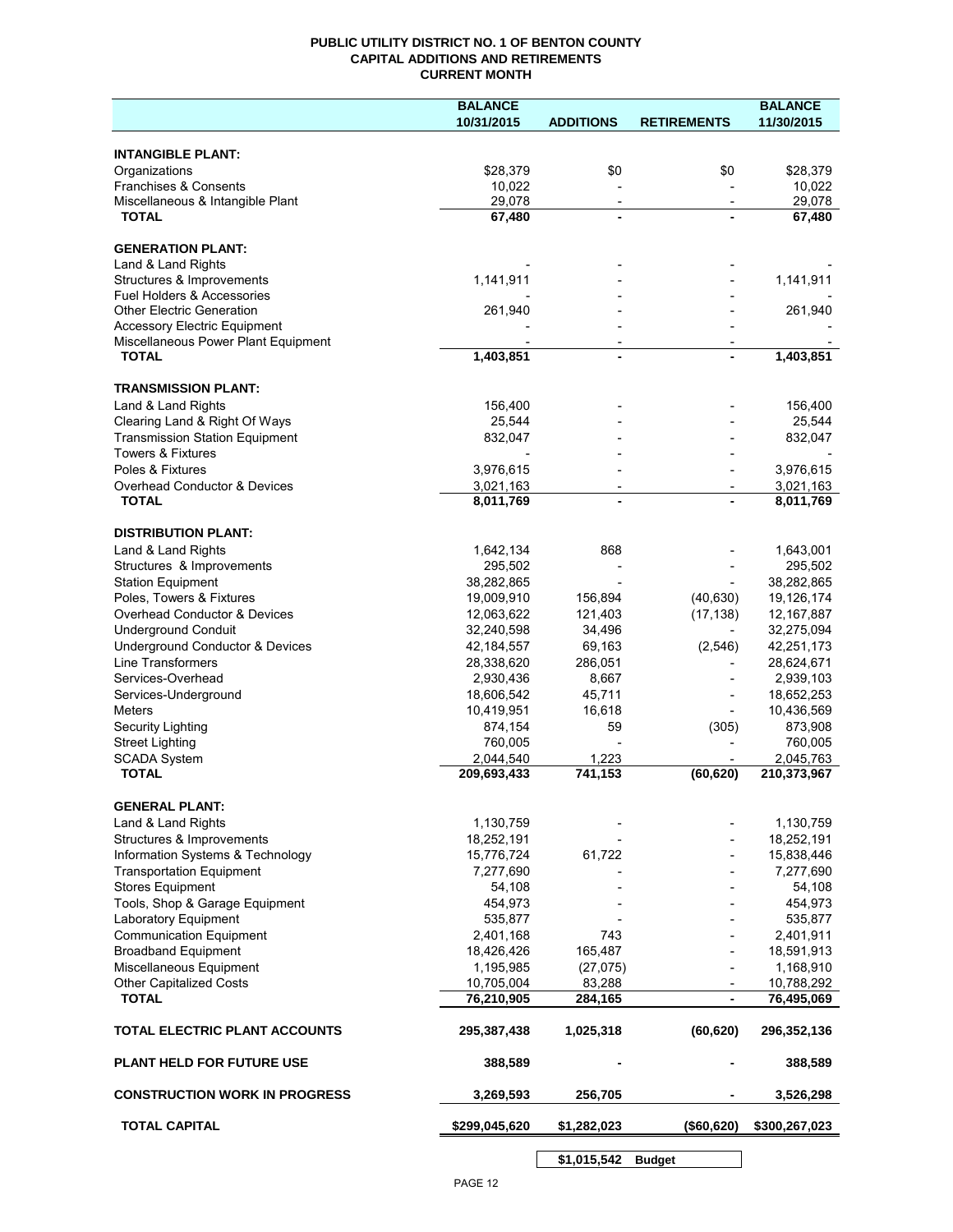# PUBLIC UTILITY DISTRICT NO. 1 OF BENTON COUNTY
## CAPITAL ADDITIONS AND RETIREMENTS
## CURRENT MONTH

| | BALANCE 10/31/2015 | ADDITIONS | RETIREMENTS | BALANCE 11/30/2015 |
|---|---|---|---|---|
| **INTANGIBLE PLANT:** | | | | |
| Organizations | $28,379 | $0 | $0 | $28,379 |
| Franchises & Consents | 10,022 | - | - | 10,022 |
| Miscellaneous & Intangible Plant | 29,078 | - | - | 29,078 |
| **TOTAL** | **67,480** | **-** | **-** | **67,480** |
| **GENERATION PLANT:** | | | | |
| Land & Land Rights | - | - | - | - |
| Structures & Improvements | 1,141,911 | - | - | 1,141,911 |
| Fuel Holders & Accessories | - | - | - | - |
| Other Electric Generation | 261,940 | - | - | 261,940 |
| Accessory Electric Equipment | - | - | - | - |
| Miscellaneous Power Plant Equipment | - | - | - | - |
| **TOTAL** | **1,403,851** | **-** | **-** | **1,403,851** |
| **TRANSMISSION PLANT:** | | | | |
| Land & Land Rights | 156,400 | - | - | 156,400 |
| Clearing Land & Right Of Ways | 25,544 | - | - | 25,544 |
| Transmission Station Equipment | 832,047 | - | - | 832,047 |
| Towers & Fixtures | - | - | - | - |
| Poles & Fixtures | 3,976,615 | - | - | 3,976,615 |
| Overhead Conductor & Devices | 3,021,163 | - | - | 3,021,163 |
| **TOTAL** | **8,011,769** | **-** | **-** | **8,011,769** |
| **DISTRIBUTION PLANT:** | | | | |
| Land & Land Rights | 1,642,134 | 868 | - | 1,643,001 |
| Structures & Improvements | 295,502 | - | - | 295,502 |
| Station Equipment | 38,282,865 | - | - | 38,282,865 |
| Poles, Towers & Fixtures | 19,009,910 | 156,894 | (40,630) | 19,126,174 |
| Overhead Conductor & Devices | 12,063,622 | 121,403 | (17,138) | 12,167,887 |
| Underground Conduit | 32,240,598 | 34,496 | - | 32,275,094 |
| Underground Conductor & Devices | 42,184,557 | 69,163 | (2,546) | 42,251,173 |
| Line Transformers | 28,338,620 | 286,051 | - | 28,624,671 |
| Services-Overhead | 2,930,436 | 8,667 | - | 2,939,103 |
| Services-Underground | 18,606,542 | 45,711 | - | 18,652,253 |
| Meters | 10,419,951 | 16,618 | - | 10,436,569 |
| Security Lighting | 874,154 | 59 | (305) | 873,908 |
| Street Lighting | 760,005 | - | - | 760,005 |
| SCADA System | 2,044,540 | 1,223 | - | 2,045,763 |
| **TOTAL** | **209,693,433** | **741,153** | **(60,620)** | **210,373,967** |
| **GENERAL PLANT:** | | | | |
| Land & Land Rights | 1,130,759 | - | - | 1,130,759 |
| Structures & Improvements | 18,252,191 | - | - | 18,252,191 |
| Information Systems & Technology | 15,776,724 | 61,722 | - | 15,838,446 |
| Transportation Equipment | 7,277,690 | - | - | 7,277,690 |
| Stores Equipment | 54,108 | - | - | 54,108 |
| Tools, Shop & Garage Equipment | 454,973 | - | - | 454,973 |
| Laboratory Equipment | 535,877 | - | - | 535,877 |
| Communication Equipment | 2,401,168 | 743 | - | 2,401,911 |
| Broadband Equipment | 18,426,426 | 165,487 | - | 18,591,913 |
| Miscellaneous Equipment | 1,195,985 | (27,075) | - | 1,168,910 |
| Other Capitalized Costs | 10,705,004 | 83,288 | - | 10,788,292 |
| **TOTAL** | **76,210,905** | **284,165** | **-** | **76,495,069** |
| **TOTAL ELECTRIC PLANT ACCOUNTS** | **295,387,438** | **1,025,318** | **(60,620)** | **296,352,136** |
| **PLANT HELD FOR FUTURE USE** | **388,589** | **-** | **-** | **388,589** |
| **CONSTRUCTION WORK IN PROGRESS** | **3,269,593** | **256,705** | **-** | **3,526,298** |
| **TOTAL CAPITAL** | **$299,045,620** | **$1,282,023** | **($60,620)** | **$300,267,023** |
| | | **$1,015,542** | **Budget** | |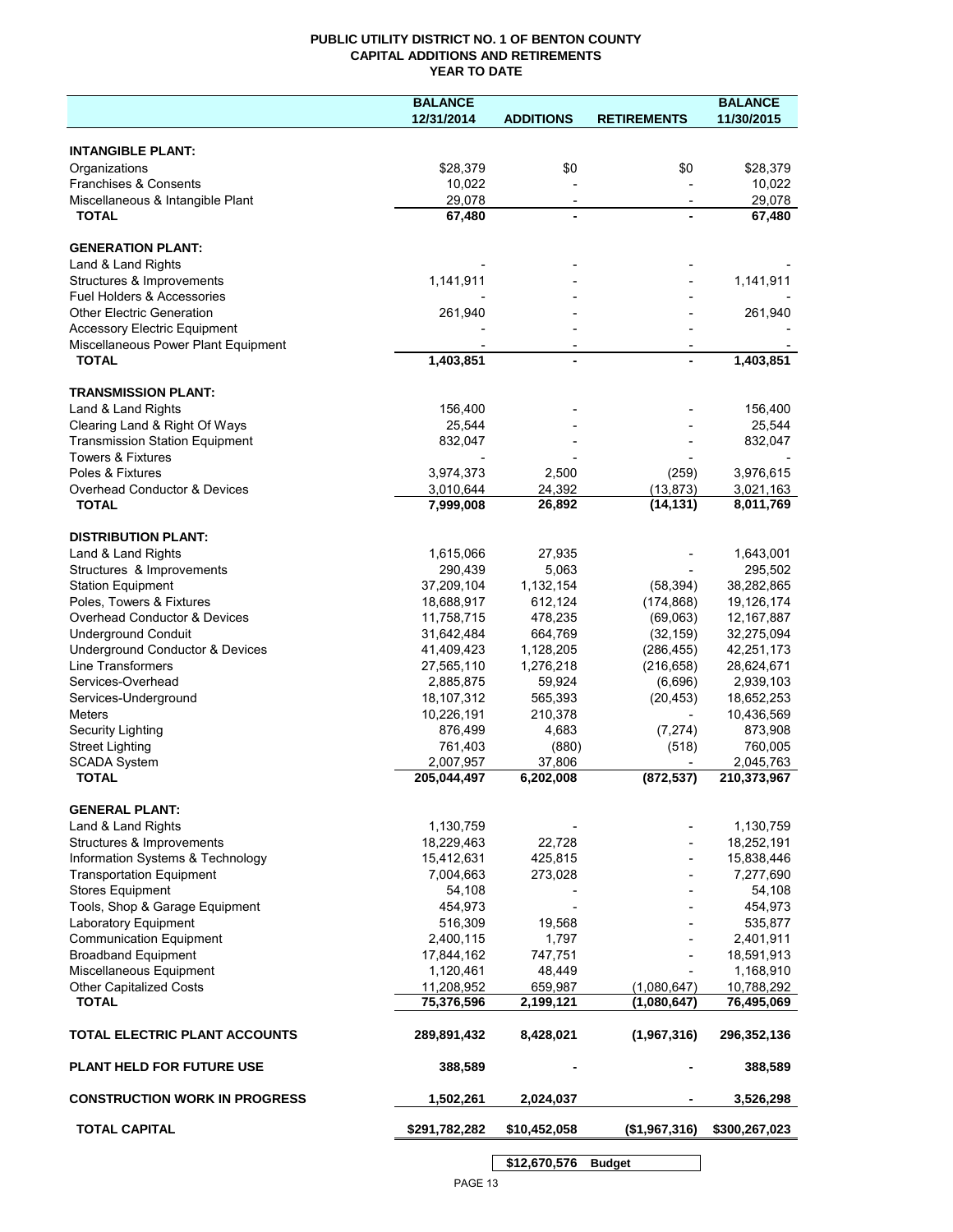# PUBLIC UTILITY DISTRICT NO. 1 OF BENTON COUNTY
## CAPITAL ADDITIONS AND RETIREMENTS
### YEAR TO DATE

| | BALANCE 12/31/2014 | ADDITIONS | RETIREMENTS | BALANCE 11/30/2015 |
|---|---|---|---|---|
| **INTANGIBLE PLANT:** | | | | |
| Organizations | $28,379 | $0 | $0 | $28,379 |
| Franchises & Consents | 10,022 | - | - | 10,022 |
| Miscellaneous & Intangible Plant | 29,078 | - | - | 29,078 |
| **TOTAL** | **67,480** | **-** | **-** | **67,480** |
| **GENERATION PLANT:** | | | | |
| Land & Land Rights | - | - | - | - |
| Structures & Improvements | 1,141,911 | - | - | 1,141,911 |
| Fuel Holders & Accessories | - | - | - | - |
| Other Electric Generation | 261,940 | - | - | 261,940 |
| Accessory Electric Equipment | - | - | - | - |
| Miscellaneous Power Plant Equipment | - | - | - | - |
| **TOTAL** | **1,403,851** | **-** | **-** | **1,403,851** |
| **TRANSMISSION PLANT:** | | | | |
| Land & Land Rights | 156,400 | - | - | 156,400 |
| Clearing Land & Right Of Ways | 25,544 | - | - | 25,544 |
| Transmission Station Equipment | 832,047 | - | - | 832,047 |
| Towers & Fixtures | - | - | - | - |
| Poles & Fixtures | 3,974,373 | 2,500 | (259) | 3,976,615 |
| Overhead Conductor & Devices | 3,010,644 | 24,392 | (13,873) | 3,021,163 |
| **TOTAL** | **7,999,008** | **26,892** | **(14,131)** | **8,011,769** |
| **DISTRIBUTION PLANT:** | | | | |
| Land & Land Rights | 1,615,066 | 27,935 | - | 1,643,001 |
| Structures & Improvements | 290,439 | 5,063 | - | 295,502 |
| Station Equipment | 37,209,104 | 1,132,154 | (58,394) | 38,282,865 |
| Poles, Towers & Fixtures | 18,688,917 | 612,124 | (174,868) | 19,126,174 |
| Overhead Conductor & Devices | 11,758,715 | 478,235 | (69,063) | 12,167,887 |
| Underground Conduit | 31,642,484 | 664,769 | (32,159) | 32,275,094 |
| Underground Conductor & Devices | 41,409,423 | 1,128,205 | (286,455) | 42,251,173 |
| Line Transformers | 27,565,110 | 1,276,218 | (216,658) | 28,624,671 |
| Services-Overhead | 2,885,875 | 59,924 | (6,696) | 2,939,103 |
| Services-Underground | 18,107,312 | 565,393 | (20,453) | 18,652,253 |
| Meters | 10,226,191 | 210,378 | - | 10,436,569 |
| Security Lighting | 876,499 | 4,683 | (7,274) | 873,908 |
| Street Lighting | 761,403 | (880) | (518) | 760,005 |
| SCADA System | 2,007,957 | 37,806 | - | 2,045,763 |
| **TOTAL** | **205,044,497** | **6,202,008** | **(872,537)** | **210,373,967** |
| **GENERAL PLANT:** | | | | |
| Land & Land Rights | 1,130,759 | - | - | 1,130,759 |
| Structures & Improvements | 18,229,463 | 22,728 | - | 18,252,191 |
| Information Systems & Technology | 15,412,631 | 425,815 | - | 15,838,446 |
| Transportation Equipment | 7,004,663 | 273,028 | - | 7,277,690 |
| Stores Equipment | 54,108 | - | - | 54,108 |
| Tools, Shop & Garage Equipment | 454,973 | - | - | 454,973 |
| Laboratory Equipment | 516,309 | 19,568 | - | 535,877 |
| Communication Equipment | 2,400,115 | 1,797 | - | 2,401,911 |
| Broadband Equipment | 17,844,162 | 747,751 | - | 18,591,913 |
| Miscellaneous Equipment | 1,120,461 | 48,449 | - | 1,168,910 |
| Other Capitalized Costs | 11,208,952 | 659,987 | (1,080,647) | 10,788,292 |
| **TOTAL** | **75,376,596** | **2,199,121** | **(1,080,647)** | **76,495,069** |
| **TOTAL ELECTRIC PLANT ACCOUNTS** | **289,891,432** | **8,428,021** | **(1,967,316)** | **296,352,136** |
| **PLANT HELD FOR FUTURE USE** | **388,589** | **-** | **-** | **388,589** |
| **CONSTRUCTION WORK IN PROGRESS** | **1,502,261** | **2,024,037** | **-** | **3,526,298** |
| **TOTAL CAPITAL** | **$291,782,282** | **$10,452,058** | **($1,967,316)** | **$300,267,023** |
| | | **$12,670,576** | **Budget** | |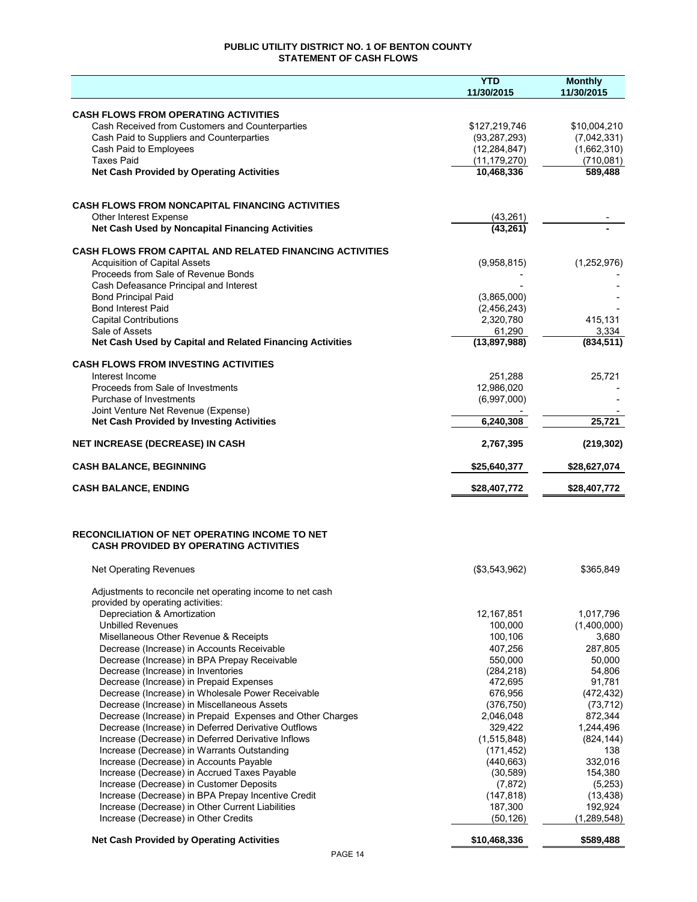# PUBLIC UTILITY DISTRICT NO. 1 OF BENTON COUNTY
## STATEMENT OF CASH FLOWS

| | YTD 11/30/2015 | Monthly 11/30/2015 |
|---|---|---|
| **CASH FLOWS FROM OPERATING ACTIVITIES** | | |
| Cash Received from Customers and Counterparties | $127,219,746 | $10,004,210 |
| Cash Paid to Suppliers and Counterparties | (93,287,293) | (7,042,331) |
| Cash Paid to Employees | (12,284,847) | (1,662,310) |
| Taxes Paid | (11,179,270) | (710,081) |
| **Net Cash Provided by Operating Activities** | **10,468,336** | **589,488** |
| | | |
| **CASH FLOWS FROM NONCAPITAL FINANCING ACTIVITIES** | | |
| Other Interest Expense | (43,261) | - |
| **Net Cash Used by Noncapital Financing Activities** | **(43,261)** | **-** |
| | | |
| **CASH FLOWS FROM CAPITAL AND RELATED FINANCING ACTIVITIES** | | |
| Acquisition of Capital Assets | (9,958,815) | (1,252,976) |
| Proceeds from Sale of Revenue Bonds | - | - |
| Cash Defeasance Principal and Interest | - | - |
| Bond Principal Paid | (3,865,000) | - |
| Bond Interest Paid | (2,456,243) | - |
| Capital Contributions | 2,320,780 | 415,131 |
| Sale of Assets | 61,290 | 3,334 |
| **Net Cash Used by Capital and Related Financing Activities** | **(13,897,988)** | **(834,511)** |
| | | |
| **CASH FLOWS FROM INVESTING ACTIVITIES** | | |
| Interest Income | 251,288 | 25,721 |
| Proceeds from Sale of Investments | 12,986,020 | - |
| Purchase of Investments | (6,997,000) | - |
| Joint Venture Net Revenue (Expense) | - | - |
| **Net Cash Provided by Investing Activities** | **6,240,308** | **25,721** |
| | | |
| **NET INCREASE (DECREASE) IN CASH** | **2,767,395** | **(219,302)** |
| | | |
| **CASH BALANCE, BEGINNING** | **$25,640,377** | **$28,627,074** |
| | | |
| **CASH BALANCE, ENDING** | **$28,407,772** | **$28,407,772** |

### RECONCILIATION OF NET OPERATING INCOME TO NET CASH PROVIDED BY OPERATING ACTIVITIES

| | YTD 11/30/2015 | Monthly 11/30/2015 |
|---|---|---|
| Net Operating Revenues | ($3,543,962) | $365,849 |
| Adjustments to reconcile net operating income to net cash provided by operating activities: | | |
| Depreciation & Amortization | 12,167,851 | 1,017,796 |
| Unbilled Revenues | 100,000 | (1,400,000) |
| Misellaneous Other Revenue & Receipts | 100,106 | 3,680 |
| Decrease (Increase) in Accounts Receivable | 407,256 | 287,805 |
| Decrease (Increase) in BPA Prepay Receivable | 550,000 | 50,000 |
| Decrease (Increase) in Inventories | (284,218) | 54,806 |
| Decrease (Increase) in Prepaid Expenses | 472,695 | 91,781 |
| Decrease (Increase) in Wholesale Power Receivable | 676,956 | (472,432) |
| Decrease (Increase) in Miscellaneous Assets | (376,750) | (73,712) |
| Decrease (Increase) in Prepaid Expenses and Other Charges | 2,046,048 | 872,344 |
| Decrease (Increase) in Deferred Derivative Outflows | 329,422 | 1,244,496 |
| Increase (Decrease) in Deferred Derivative Inflows | (1,515,848) | (824,144) |
| Increase (Decrease) in Warrants Outstanding | (171,452) | 138 |
| Increase (Decrease) in Accounts Payable | (440,663) | 332,016 |
| Increase (Decrease) in Accrued Taxes Payable | (30,589) | 154,380 |
| Increase (Decrease) in Customer Deposits | (7,872) | (5,253) |
| Increase (Decrease) in BPA Prepay Incentive Credit | (147,818) | (13,438) |
| Increase (Decrease) in Other Current Liabilities | 187,300 | 192,924 |
| Increase (Decrease) in Other Credits | (50,126) | (1,289,548) |
| **Net Cash Provided by Operating Activities** | **$10,468,336** | **$589,488** |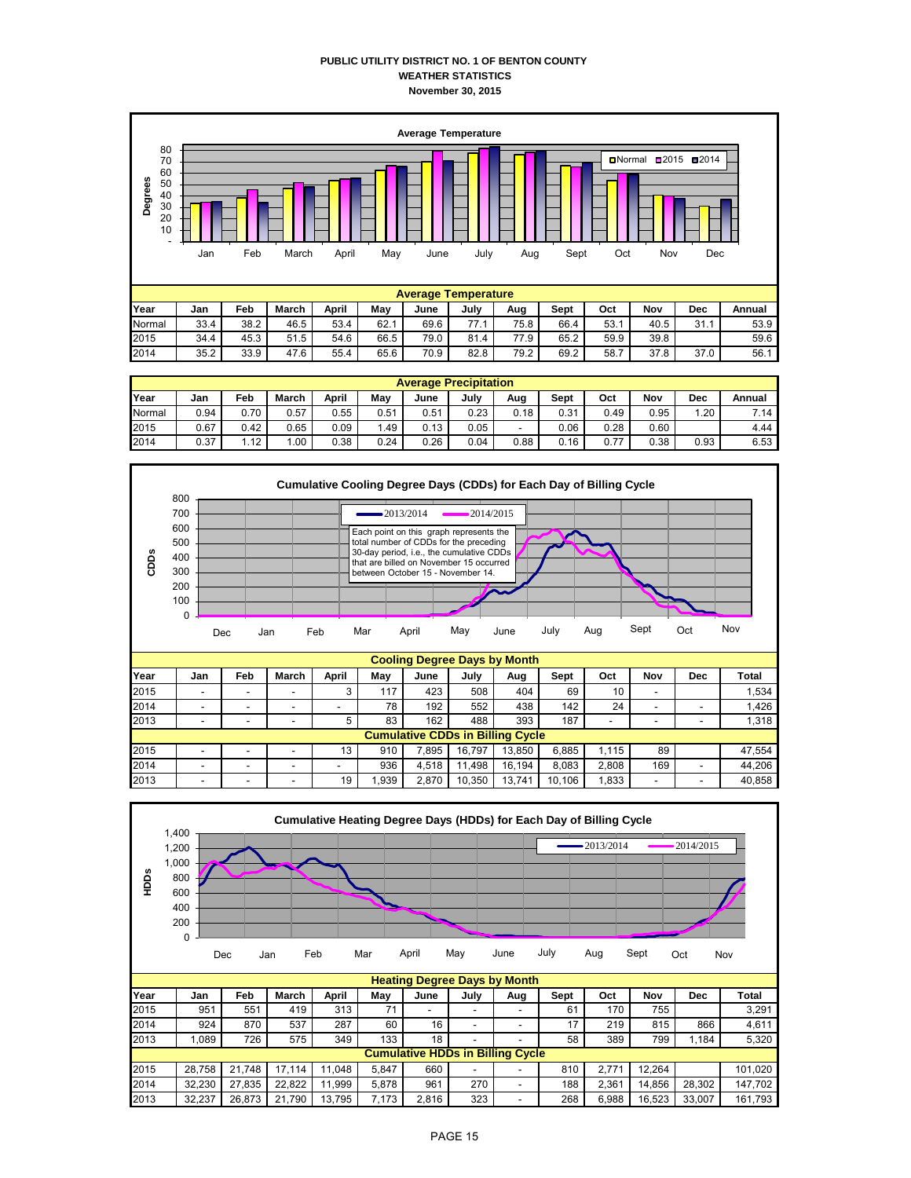# PUBLIC UTILITY DISTRICT NO. 1 OF BENTON COUNTY
## WEATHER STATISTICS
### November 30, 2015

**Average Temperature**

| Year | Jan | Feb | March | April | May | June | July | Aug | Sept | Oct | Nov | Dec | Annual |
|---|---|---|---|---|---|---|---|---|---|---|---|---|---|
| Normal | 33.4 | 38.2 | 46.5 | 53.4 | 62.1 | 69.6 | 77.1 | 75.8 | 66.4 | 53.1 | 40.5 | 31.1 | 53.9 |
| 2015 | 34.4 | 45.3 | 51.5 | 54.6 | 66.5 | 79.0 | 81.4 | 77.9 | 65.2 | 59.9 | 39.8 | | 59.6 |
| 2014 | 35.2 | 33.9 | 47.6 | 55.4 | 65.6 | 70.9 | 82.8 | 79.2 | 69.2 | 58.7 | 37.8 | 37.0 | 56.1 |

**Average Precipitation**

| Year | Jan | Feb | March | April | May | June | July | Aug | Sept | Oct | Nov | Dec | Annual |
|---|---|---|---|---|---|---|---|---|---|---|---|---|---|
| Normal | 0.94 | 0.70 | 0.57 | 0.55 | 0.51 | 0.51 | 0.23 | 0.18 | 0.31 | 0.49 | 0.95 | 1.20 | 7.14 |
| 2015 | 0.67 | 0.42 | 0.65 | 0.09 | 1.49 | 0.13 | 0.05 | - | 0.06 | 0.28 | 0.60 | | 4.44 |
| 2014 | 0.37 | 1.12 | 1.00 | 0.38 | 0.24 | 0.26 | 0.04 | 0.88 | 0.16 | 0.77 | 0.38 | 0.93 | 6.53 |

**Cumulative Cooling Degree Days (CDDs) for Each Day of Billing Cycle**

Each point on this graph represents the total number of CDDs for the preceding 30-day period, i.e., the cumulative CDDs that are billed on November 15 occurred between October 15 - November 14.

**Cooling Degree Days by Month**

| Year | Jan | Feb | March | April | May | June | July | Aug | Sept | Oct | Nov | Dec | Total |
|---|---|---|---|---|---|---|---|---|---|---|---|---|---|
| 2015 | - | - | - | 3 | 117 | 423 | 508 | 404 | 69 | 10 | - | | 1,534 |
| 2014 | - | - | - | - | 78 | 192 | 552 | 438 | 142 | 24 | - | - | 1,426 |
| 2013 | - | - | - | 5 | 83 | 162 | 488 | 393 | 187 | - | - | - | 1,318 |
| **Cumulative CDDs in Billing Cycle** | | | | | | | | | | | | | |
| 2015 | - | - | - | 13 | 910 | 7,895 | 16,797 | 13,850 | 6,885 | 1,115 | 89 | | 47,554 |
| 2014 | - | - | - | - | 936 | 4,518 | 11,498 | 16,194 | 8,083 | 2,808 | 169 | - | 44,206 |
| 2013 | - | - | - | 19 | 1,939 | 2,870 | 10,350 | 13,741 | 10,106 | 1,833 | - | - | 40,858 |

**Cumulative Heating Degree Days (HDDs) for Each Day of Billing Cycle**

**Heating Degree Days by Month**

| Year | Jan | Feb | March | April | May | June | July | Aug | Sept | Oct | Nov | Dec | Total |
|---|---|---|---|---|---|---|---|---|---|---|---|---|---|
| 2015 | 951 | 551 | 419 | 313 | 71 | - | - | - | 61 | 170 | 755 | | 3,291 |
| 2014 | 924 | 870 | 537 | 287 | 60 | 16 | - | - | 17 | 219 | 815 | 866 | 4,611 |
| 2013 | 1,089 | 726 | 575 | 349 | 133 | 18 | - | - | 58 | 389 | 799 | 1,184 | 5,320 |
| **Cumulative HDDs in Billing Cycle** | | | | | | | | | | | | | |
| 2015 | 28,758 | 21,748 | 17,114 | 11,048 | 5,847 | 660 | - | - | 810 | 2,771 | 12,264 | | 101,020 |
| 2014 | 32,230 | 27,835 | 22,822 | 11,999 | 5,878 | 961 | 270 | - | 188 | 2,361 | 14,856 | 28,302 | 147,702 |
| 2013 | 32,237 | 26,873 | 21,790 | 13,795 | 7,173 | 2,816 | 323 | - | 268 | 6,988 | 16,523 | 33,007 | 161,793 |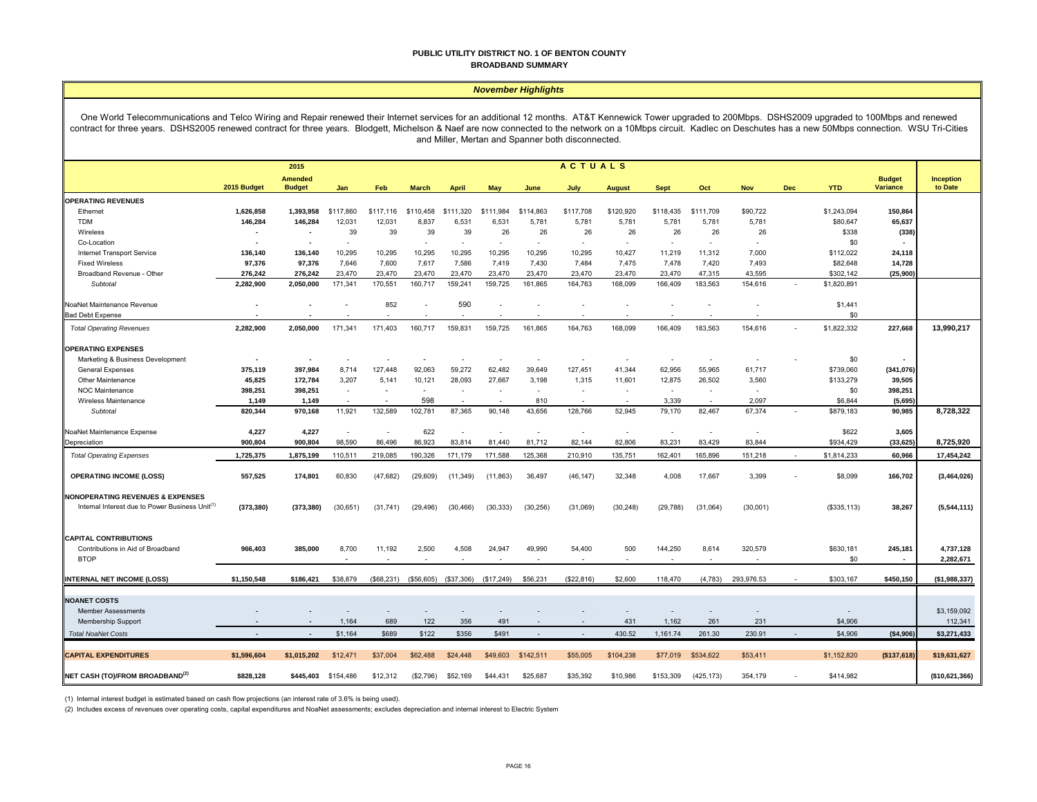**PUBLIC UTILITY DISTRICT NO. 1 OF BENTON COUNTY**
**BROADBAND SUMMARY**

*November Highlights*

One World Telecommunications and Telco Wiring and Repair renewed their Internet services for an additional 12 months. AT&T Kennewick Tower upgraded to 200Mbps. DSHS2009 upgraded to 100Mbps and renewed contract for three years. DSHS2005 renewed contract for three years. Blodgett, Michelson & Naef are now connected to the network on a 10Mbps circuit. Kadlec on Deschutes has a new 50Mbps connection. WSU Tri-Cities and Miller, Mertan and Spanner both disconnected.

| | 2015 Budget | 2015 Amended Budget | Jan | Feb | March | April | May | June | July | August | Sept | Oct | Nov | Dec | YTD | Budget Variance | Inception to Date |
|---|---|---|---|---|---|---|---|---|---|---|---|---|---|---|---|---|---|
| | | | ACTUALS | | | | | | | | | | | | | | |
| **OPERATING REVENUES** | | | | | | | | | | | | | | | | | |
| Ethernet | 1,626,858 | 1,393,958 | $117,860 | $117,116 | $110,458 | $111,320 | $111,984 | $114,863 | $117,708 | $120,920 | $118,435 | $111,709 | $90,722 | | $1,243,094 | 150,864 | |
| TDM | 146,284 | 146,284 | 12,031 | 12,031 | 8,837 | 6,531 | 6,531 | 5,781 | 5,781 | 5,781 | 5,781 | 5,781 | 5,781 | | $80,647 | 65,637 | |
| Wireless | - | - | 39 | 39 | 39 | 39 | 26 | 26 | 26 | 26 | 26 | 26 | 26 | | $338 | (338) | |
| Co-Location | - | - | - | | - | - | - | - | - | - | - | - | - | | $0 | - | |
| Internet Transport Service | 136,140 | 136,140 | 10,295 | 10,295 | 10,295 | 10,295 | 10,295 | 10,295 | 10,295 | 10,427 | 11,219 | 11,312 | 7,000 | | $112,022 | 24,118 | |
| Fixed Wireless | 97,376 | 97,376 | 7,646 | 7,600 | 7,617 | 7,586 | 7,419 | 7,430 | 7,484 | 7,475 | 7,478 | 7,420 | 7,493 | | $82,648 | 14,728 | |
| Broadband Revenue - Other | 276,242 | 276,242 | 23,470 | 23,470 | 23,470 | 23,470 | 23,470 | 23,470 | 23,470 | 23,470 | 23,470 | 47,315 | 43,595 | | $302,142 | (25,900) | |
| *Subtotal* | 2,282,900 | 2,050,000 | 171,341 | 170,551 | 160,717 | 159,241 | 159,725 | 161,865 | 164,763 | 168,099 | 166,409 | 183,563 | 154,616 | - | $1,820,891 | | |
| NoaNet Maintenance Revenue | - | - | - | 852 | - | 590 | - | - | - | - | - | - | - | | $1,441 | | |
| Bad Debt Expense | - | - | - | - | - | - | - | - | - | - | - | - | - | | $0 | | |
| *Total Operating Revenues* | 2,282,900 | 2,050,000 | 171,341 | 171,403 | 160,717 | 159,831 | 159,725 | 161,865 | 164,763 | 168,099 | 166,409 | 183,563 | 154,616 | - | $1,822,332 | 227,668 | 13,990,217 |
| **OPERATING EXPENSES** | | | | | | | | | | | | | | | | | |
| Marketing & Business Development | - | - | - | - | - | - | - | - | - | - | - | - | - | - | $0 | - | |
| General Expenses | 375,119 | 397,984 | 8,714 | 127,448 | 92,063 | 59,272 | 62,482 | 39,649 | 127,451 | 41,344 | 62,956 | 55,965 | 61,717 | | $739,060 | (341,076) | |
| Other Maintenance | 45,825 | 172,784 | 3,207 | 5,141 | 10,121 | 28,093 | 27,667 | 3,198 | 1,315 | 11,601 | 12,875 | 26,502 | 3,560 | | $133,279 | 39,505 | |
| NOC Maintenance | 398,251 | 398,251 | - | - | - | - | - | - | - | - | - | - | - | | $0 | 398,251 | |
| Wireless Maintenance | 1,149 | 1,149 | - | - | 598 | - | - | 810 | - | - | 3,339 | - | 2,097 | | $6,844 | (5,695) | |
| *Subtotal* | 820,344 | 970,168 | 11,921 | 132,589 | 102,781 | 87,365 | 90,148 | 43,656 | 128,766 | 52,945 | 79,170 | 82,467 | 67,374 | - | $879,183 | 90,985 | 8,728,322 |
| NoaNet Maintenance Expense | 4,227 | 4,227 | - | - | 622 | - | - | - | - | - | - | - | - | | $622 | 3,605 | |
| Depreciation | 900,804 | 900,804 | 98,590 | 86,496 | 86,923 | 83,814 | 81,440 | 81,712 | 82,144 | 82,806 | 83,231 | 83,429 | 83,844 | | $934,429 | (33,625) | 8,725,920 |
| *Total Operating Expenses* | 1,725,375 | 1,875,199 | 110,511 | 219,085 | 190,326 | 171,179 | 171,588 | 125,368 | 210,910 | 135,751 | 162,401 | 165,896 | 151,218 | - | $1,814,233 | 60,966 | 17,454,242 |
| **OPERATING INCOME (LOSS)** | 557,525 | 174,801 | 60,830 | (47,682) | (29,609) | (11,349) | (11,863) | 36,497 | (46,147) | 32,348 | 4,008 | 17,667 | 3,399 | - | $8,099 | 166,702 | (3,464,026) |
| **NONOPERATING REVENUES & EXPENSES** | | | | | | | | | | | | | | | | | |
| Internal Interest due to Power Business Unit[1] | (373,380) | (373,380) | (30,651) | (31,741) | (29,496) | (30,466) | (30,333) | (30,256) | (31,069) | (30,248) | (29,788) | (31,064) | (30,001) | | ($335,113) | 38,267 | (5,544,111) |
| **CAPITAL CONTRIBUTIONS** | | | | | | | | | | | | | | | | | |
| Contributions in Aid of Broadband | 966,403 | 385,000 | 8,700 | 11,192 | 2,500 | 4,508 | 24,947 | 49,990 | 54,400 | 500 | 144,250 | 8,614 | 320,579 | | $630,181 | 245,181 | 4,737,128 |
| BTOP | | | - | - | - | - | - | - | - | - | - | - | - | | $0 | - | 2,282,671 |
| **INTERNAL NET INCOME (LOSS)** | $1,150,548 | $186,421 | $38,879 | ($68,231) | ($56,605) | ($37,306) | ($17,249) | $56,231 | ($22,816) | $2,600 | 118,470 | (4,783) | 293,976.53 | - | $303,167 | $450,150 | ($1,988,337) |
| **NOANET COSTS** | | | | | | | | | | | | | | | | | |
| Member Assessments | - | - | - | - | - | - | - | - | - | - | - | - | - | | - | | $3,159,092 |
| Membership Support | - | - | 1,164 | 689 | 122 | 356 | 491 | - | - | 431 | 1,162 | 261 | 231 | | $4,906 | | 112,341 |
| *Total NoaNet Costs* | - | - | $1,164 | $689 | $122 | $356 | $491 | - | - | 430.52 | 1,161.74 | 261.30 | 230.91 | - | $4,906 | ($4,906) | $3,271,433 |
| **CAPITAL EXPENDITURES** | $1,596,604 | $1,015,202 | $12,471 | $37,004 | $62,488 | $24,448 | $49,603 | $142,511 | $55,005 | $104,238 | $77,019 | $534,622 | $53,411 | | $1,152,820 | ($137,618) | $19,631,627 |
| **NET CASH (TO)/FROM BROADBAND[2]** | $828,128 | $445,403 | $154,486 | $12,312 | ($2,796) | $52,169 | $44,431 | $25,687 | $35,392 | $10,986 | $153,309 | (425,173) | 354,179 | - | $414,982 | | ($10,621,366) |

(1) Internal interest budget is estimated based on cash flow projections (an interest rate of 3.6% is being used).

(2) Includes excess of revenues over operating costs, capital expenditures and NoaNet assessments; excludes depreciation and internal interest to Electric System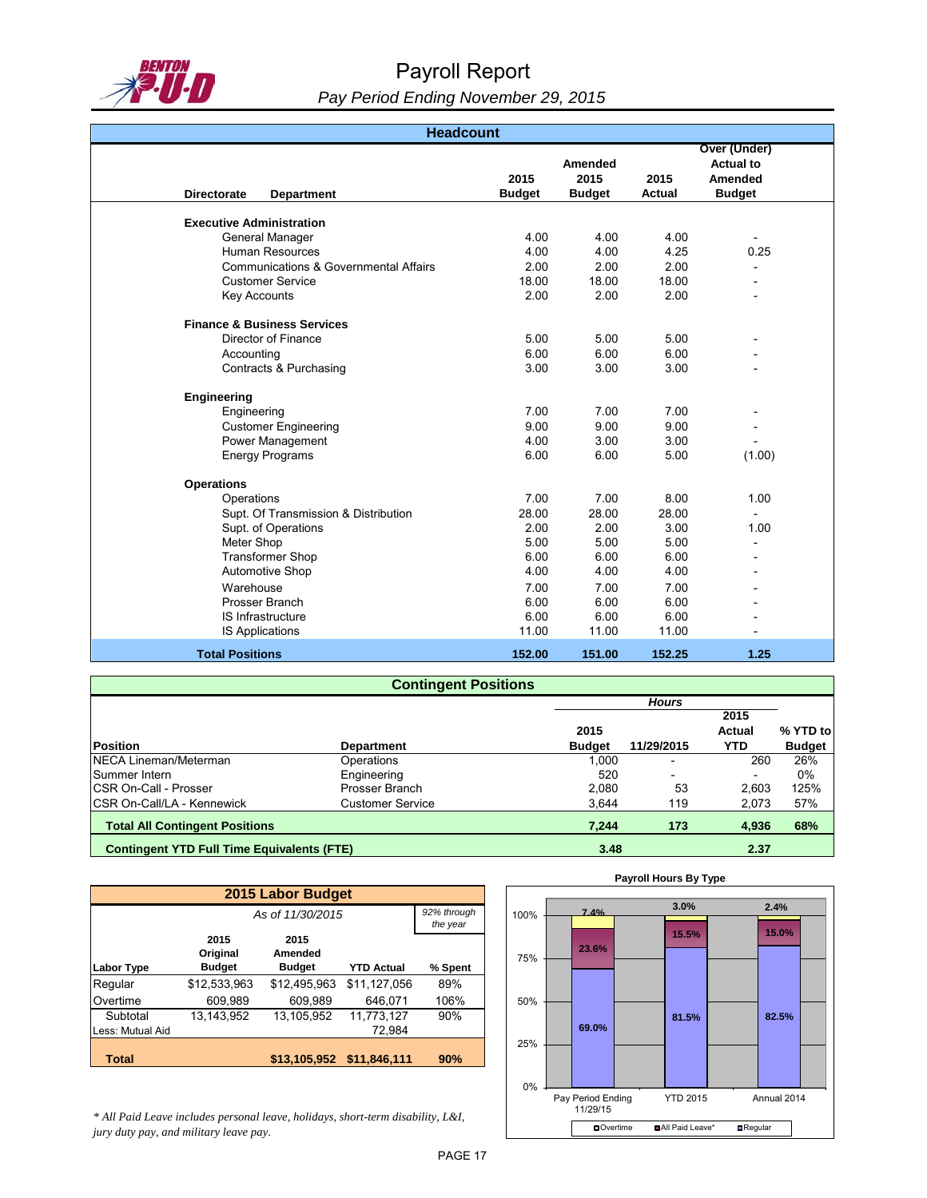# Payroll Report

*Pay Period Ending November 29, 2015*

## Headcount

| Directorate / Department | 2015 Budget | Amended 2015 Budget | 2015 Actual | Over (Under) Actual to Amended Budget |
|---|---|---|---|---|
| **Executive Administration** | | | | |
| General Manager | 4.00 | 4.00 | 4.00 | - |
| Human Resources | 4.00 | 4.00 | 4.25 | 0.25 |
| Communications & Governmental Affairs | 2.00 | 2.00 | 2.00 | - |
| Customer Service | 18.00 | 18.00 | 18.00 | - |
| Key Accounts | 2.00 | 2.00 | 2.00 | - |
| **Finance & Business Services** | | | | |
| Director of Finance | 5.00 | 5.00 | 5.00 | - |
| Accounting | 6.00 | 6.00 | 6.00 | - |
| Contracts & Purchasing | 3.00 | 3.00 | 3.00 | - |
| **Engineering** | | | | |
| Engineering | 7.00 | 7.00 | 7.00 | - |
| Customer Engineering | 9.00 | 9.00 | 9.00 | - |
| Power Management | 4.00 | 3.00 | 3.00 | - |
| Energy Programs | 6.00 | 6.00 | 5.00 | (1.00) |
| **Operations** | | | | |
| Operations | 7.00 | 7.00 | 8.00 | 1.00 |
| Supt. Of Transmission & Distribution | 28.00 | 28.00 | 28.00 | - |
| Supt. of Operations | 2.00 | 2.00 | 3.00 | 1.00 |
| Meter Shop | 5.00 | 5.00 | 5.00 | - |
| Transformer Shop | 6.00 | 6.00 | 6.00 | - |
| Automotive Shop | 4.00 | 4.00 | 4.00 | - |
| Warehouse | 7.00 | 7.00 | 7.00 | - |
| Prosser Branch | 6.00 | 6.00 | 6.00 | - |
| IS Infrastructure | 6.00 | 6.00 | 6.00 | - |
| IS Applications | 11.00 | 11.00 | 11.00 | - |
| **Total Positions** | **152.00** | **151.00** | **152.25** | **1.25** |

## Contingent Positions

| Position | Department | Hours: 2015 Budget | Hours: 11/29/2015 | Hours: 2015 Actual YTD | % YTD to Budget |
|---|---|---|---|---|---|
| NECA Lineman/Meterman | Operations | 1,000 | - | 260 | 26% |
| Summer Intern | Engineering | 520 | - | - | 0% |
| CSR On-Call - Prosser | Prosser Branch | 2,080 | 53 | 2,603 | 125% |
| CSR On-Call/LA - Kennewick | Customer Service | 3,644 | 119 | 2,073 | 57% |
| **Total All Contingent Positions** | | **7,244** | **173** | **4,936** | **68%** |
| **Contingent YTD Full Time Equivalents (FTE)** | | **3.48** | | **2.37** | |

## 2015 Labor Budget

*As of 11/30/2015* — *92% through the year*

| Labor Type | 2015 Original Budget | 2015 Amended Budget | YTD Actual | % Spent |
|---|---|---|---|---|
| Regular | $12,533,963 | $12,495,963 | $11,127,056 | 89% |
| Overtime | 609,989 | 609,989 | 646,071 | 106% |
| Subtotal | 13,143,952 | 13,105,952 | 11,773,127 | 90% |
| Less: Mutual Aid | | | 72,984 | |
| **Total** | | **$13,105,952** | **$11,846,111** | **90%** |

**Payroll Hours By Type**

100%
75%
50%
25%
0%

Pay Period Ending 11/29/15: 7.4%, 23.6%, 69.0%
YTD 2015: 3.0%, 15.5%, 81.5%
Annual 2014: 2.4%, 15.0%, 82.5%

Overtime / All Paid Leave* / Regular

*\* All Paid Leave includes personal leave, holidays, short-term disability, L&I, jury duty pay, and military leave pay.*